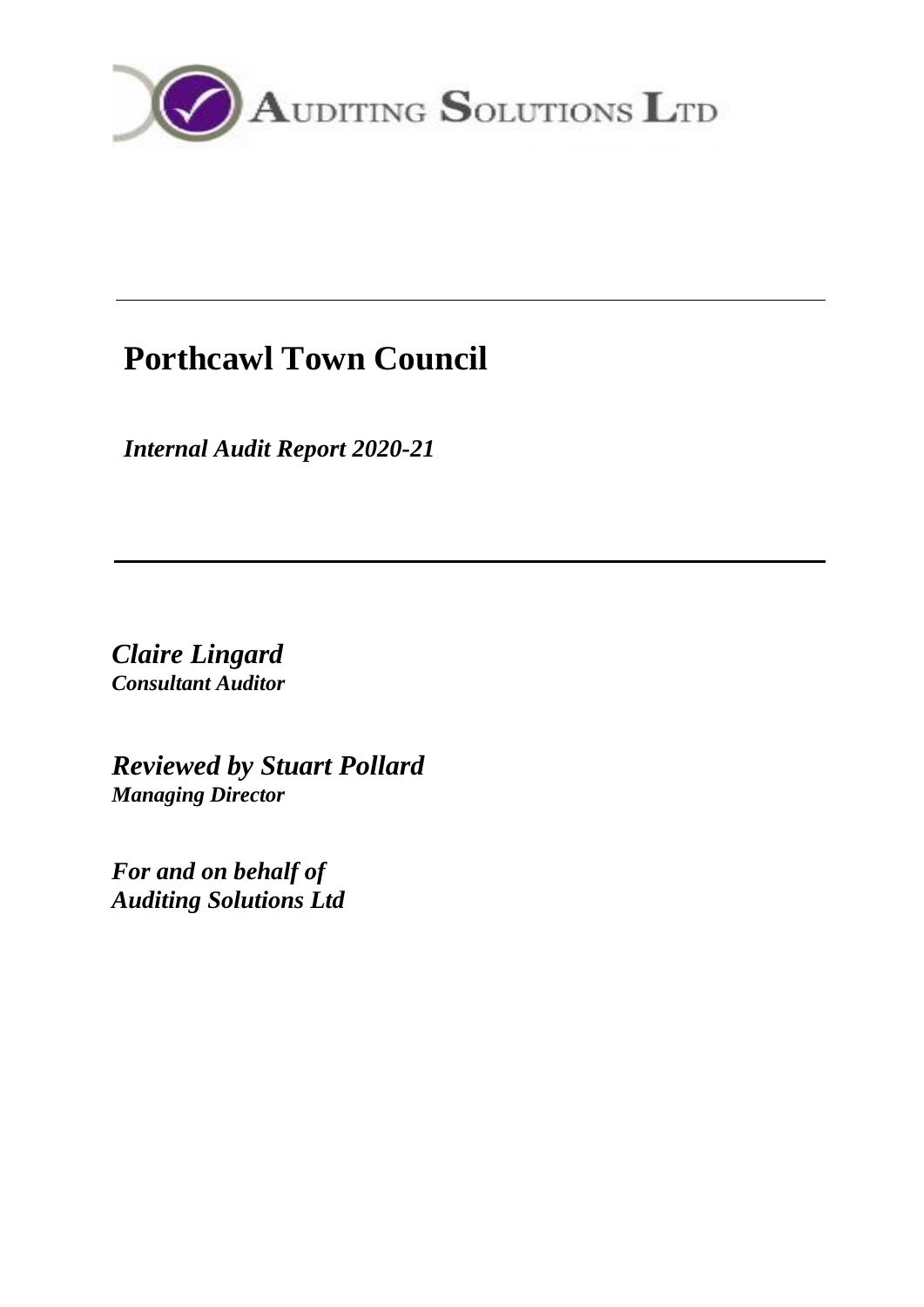AUDITING SOLUTIONS LTD

---

# Porthcawl Town Council

***Internal Audit Report 2020-21***

---

***Claire Lingard***
***Consultant Auditor***

***Reviewed by Stuart Pollard***
***Managing Director***

***For and on behalf of***
***Auditing Solutions Ltd***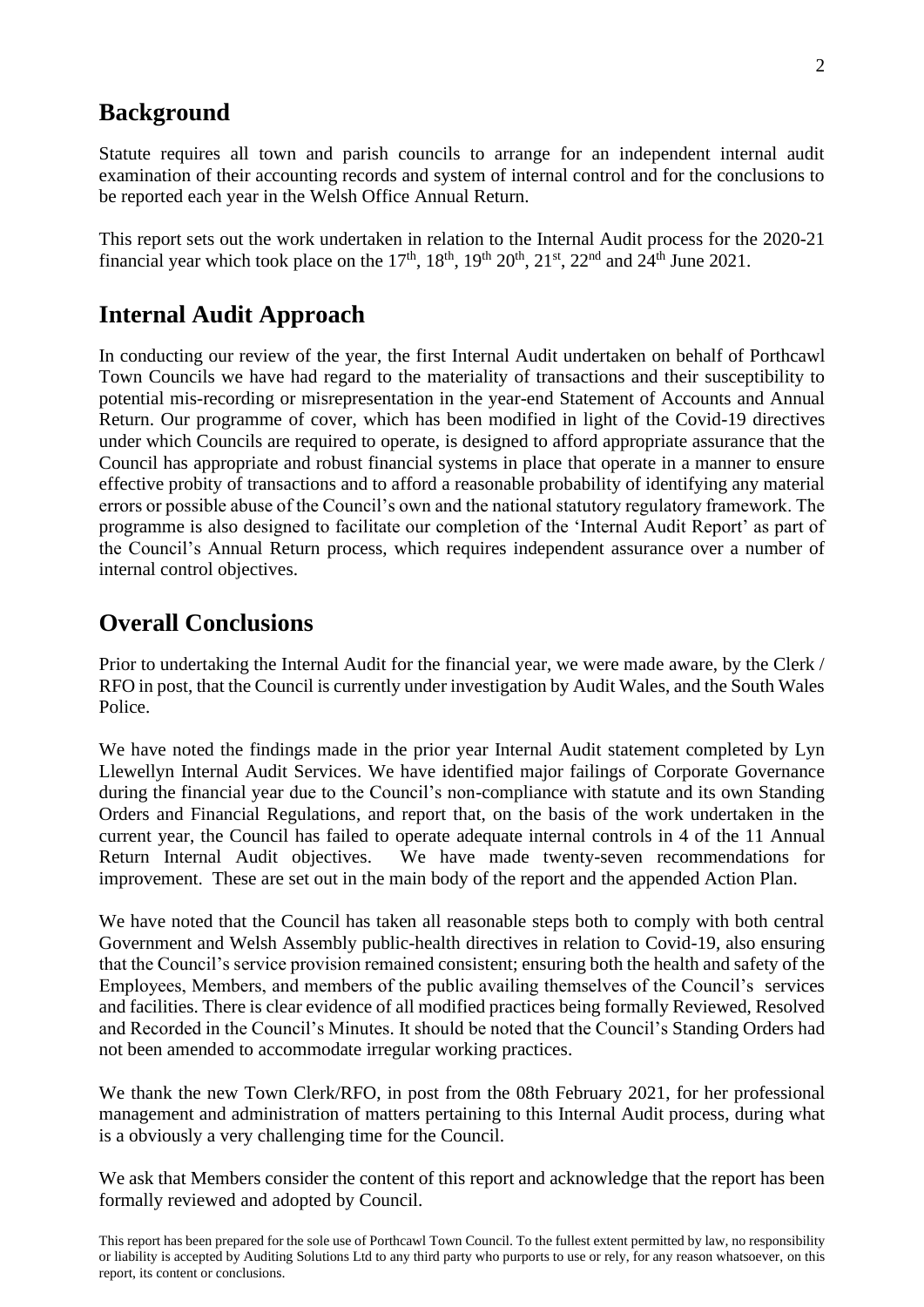## Background

Statute requires all town and parish councils to arrange for an independent internal audit examination of their accounting records and system of internal control and for the conclusions to be reported each year in the Welsh Office Annual Return.

This report sets out the work undertaken in relation to the Internal Audit process for the 2020-21 financial year which took place on the 17th, 18th, 19th 20th, 21st, 22nd and 24th June 2021.

## Internal Audit Approach

In conducting our review of the year, the first Internal Audit undertaken on behalf of Porthcawl Town Councils we have had regard to the materiality of transactions and their susceptibility to potential mis-recording or misrepresentation in the year-end Statement of Accounts and Annual Return. Our programme of cover, which has been modified in light of the Covid-19 directives under which Councils are required to operate, is designed to afford appropriate assurance that the Council has appropriate and robust financial systems in place that operate in a manner to ensure effective probity of transactions and to afford a reasonable probability of identifying any material errors or possible abuse of the Council's own and the national statutory regulatory framework. The programme is also designed to facilitate our completion of the 'Internal Audit Report' as part of the Council's Annual Return process, which requires independent assurance over a number of internal control objectives.

## Overall Conclusions

Prior to undertaking the Internal Audit for the financial year, we were made aware, by the Clerk / RFO in post, that the Council is currently under investigation by Audit Wales, and the South Wales Police.

We have noted the findings made in the prior year Internal Audit statement completed by Lyn Llewellyn Internal Audit Services. We have identified major failings of Corporate Governance during the financial year due to the Council's non-compliance with statute and its own Standing Orders and Financial Regulations, and report that, on the basis of the work undertaken in the current year, the Council has failed to operate adequate internal controls in 4 of the 11 Annual Return Internal Audit objectives. We have made twenty-seven recommendations for improvement. These are set out in the main body of the report and the appended Action Plan.

We have noted that the Council has taken all reasonable steps both to comply with both central Government and Welsh Assembly public-health directives in relation to Covid-19, also ensuring that the Council's service provision remained consistent; ensuring both the health and safety of the Employees, Members, and members of the public availing themselves of the Council's services and facilities. There is clear evidence of all modified practices being formally Reviewed, Resolved and Recorded in the Council's Minutes. It should be noted that the Council's Standing Orders had not been amended to accommodate irregular working practices.

We thank the new Town Clerk/RFO, in post from the 08th February 2021, for her professional management and administration of matters pertaining to this Internal Audit process, during what is a obviously a very challenging time for the Council.

We ask that Members consider the content of this report and acknowledge that the report has been formally reviewed and adopted by Council.

This report has been prepared for the sole use of Porthcawl Town Council. To the fullest extent permitted by law, no responsibility or liability is accepted by Auditing Solutions Ltd to any third party who purports to use or rely, for any reason whatsoever, on this report, its content or conclusions.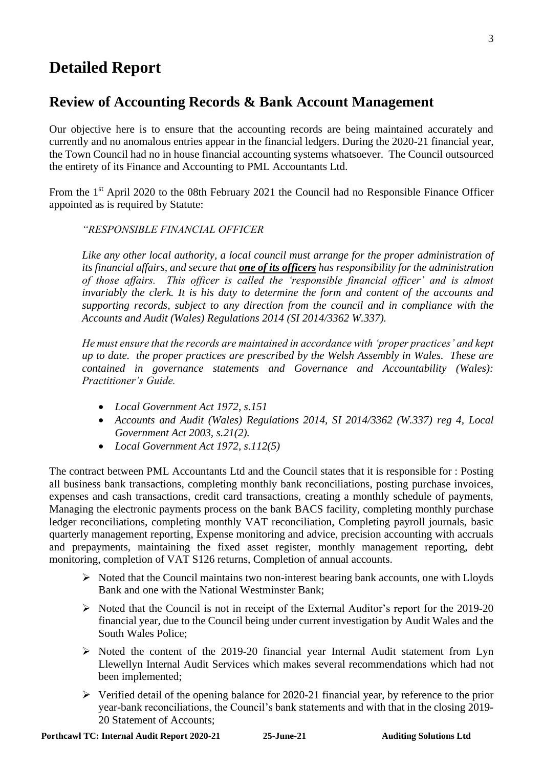# Detailed Report

## Review of Accounting Records & Bank Account Management

Our objective here is to ensure that the accounting records are being maintained accurately and currently and no anomalous entries appear in the financial ledgers. During the 2020-21 financial year, the Town Council had no in house financial accounting systems whatsoever. The Council outsourced the entirety of its Finance and Accounting to PML Accountants Ltd.

From the 1st April 2020 to the 08th February 2021 the Council had no Responsible Finance Officer appointed as is required by Statute:

> *"RESPONSIBLE FINANCIAL OFFICER*
>
> *Like any other local authority, a local council must arrange for the proper administration of its financial affairs, and secure that **one of its officers** has responsibility for the administration of those affairs. This officer is called the 'responsible financial officer' and is almost invariably the clerk. It is his duty to determine the form and content of the accounts and supporting records, subject to any direction from the council and in compliance with the Accounts and Audit (Wales) Regulations 2014 (SI 2014/3362 W.337).*
>
> *He must ensure that the records are maintained in accordance with 'proper practices' and kept up to date. the proper practices are prescribed by the Welsh Assembly in Wales. These are contained in governance statements and Governance and Accountability (Wales): Practitioner's Guide.*
>
> - *Local Government Act 1972, s.151*
> - *Accounts and Audit (Wales) Regulations 2014, SI 2014/3362 (W.337) reg 4, Local Government Act 2003, s.21(2).*
> - *Local Government Act 1972, s.112(5)*

The contract between PML Accountants Ltd and the Council states that it is responsible for : Posting all business bank transactions, completing monthly bank reconciliations, posting purchase invoices, expenses and cash transactions, credit card transactions, creating a monthly schedule of payments, Managing the electronic payments process on the bank BACS facility, completing monthly purchase ledger reconciliations, completing monthly VAT reconciliation, Completing payroll journals, basic quarterly management reporting, Expense monitoring and advice, precision accounting with accruals and prepayments, maintaining the fixed asset register, monthly management reporting, debt monitoring, completion of VAT S126 returns, Completion of annual accounts.

- Noted that the Council maintains two non-interest bearing bank accounts, one with Lloyds Bank and one with the National Westminster Bank;
- Noted that the Council is not in receipt of the External Auditor's report for the 2019-20 financial year, due to the Council being under current investigation by Audit Wales and the South Wales Police;
- Noted the content of the 2019-20 financial year Internal Audit statement from Lyn Llewellyn Internal Audit Services which makes several recommendations which had not been implemented;
- Verified detail of the opening balance for 2020-21 financial year, by reference to the prior year-bank reconciliations, the Council's bank statements and with that in the closing 2019-20 Statement of Accounts;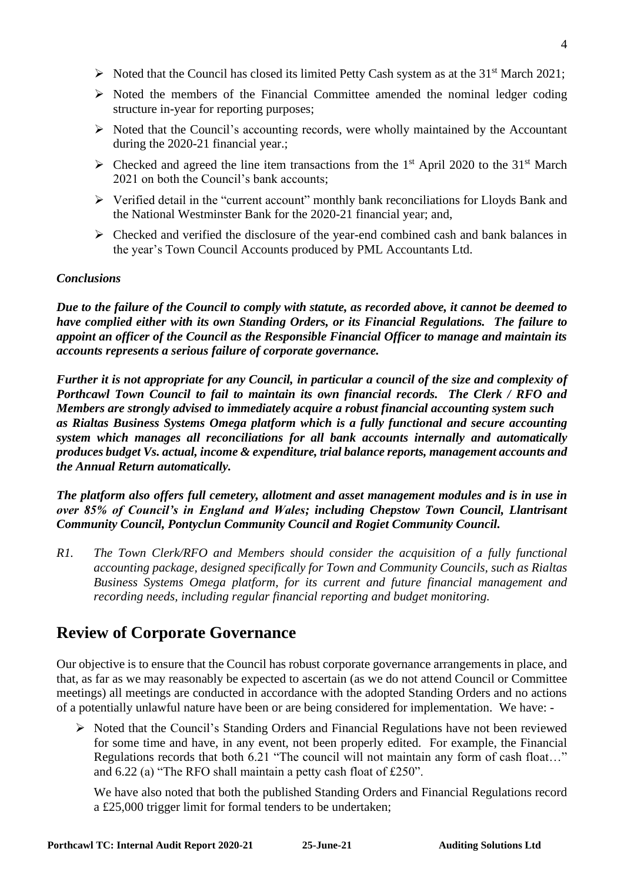- Noted that the Council has closed its limited Petty Cash system as at the 31st March 2021;
- Noted the members of the Financial Committee amended the nominal ledger coding structure in-year for reporting purposes;
- Noted that the Council's accounting records, were wholly maintained by the Accountant during the 2020-21 financial year.;
- Checked and agreed the line item transactions from the 1st April 2020 to the 31st March 2021 on both the Council's bank accounts;
- Verified detail in the "current account" monthly bank reconciliations for Lloyds Bank and the National Westminster Bank for the 2020-21 financial year; and,
- Checked and verified the disclosure of the year-end combined cash and bank balances in the year's Town Council Accounts produced by PML Accountants Ltd.

***Conclusions***

***Due to the failure of the Council to comply with statute, as recorded above, it cannot be deemed to have complied either with its own Standing Orders, or its Financial Regulations. The failure to appoint an officer of the Council as the Responsible Financial Officer to manage and maintain its accounts represents a serious failure of corporate governance.***

***Further it is not appropriate for any Council, in particular a council of the size and complexity of Porthcawl Town Council to fail to maintain its own financial records. The Clerk / RFO and Members are strongly advised to immediately acquire a robust financial accounting system such as Rialtas Business Systems Omega platform which is a fully functional and secure accounting system which manages all reconciliations for all bank accounts internally and automatically produces budget Vs. actual, income & expenditure, trial balance reports, management accounts and the Annual Return automatically.***

***The platform also offers full cemetery, allotment and asset management modules and is in use in over 85% of Council's in England and Wales; including Chepstow Town Council, Llantrisant Community Council, Pontyclun Community Council and Rogiet Community Council.***

*R1. The Town Clerk/RFO and Members should consider the acquisition of a fully functional accounting package, designed specifically for Town and Community Councils, such as Rialtas Business Systems Omega platform, for its current and future financial management and recording needs, including regular financial reporting and budget monitoring.*

## Review of Corporate Governance

Our objective is to ensure that the Council has robust corporate governance arrangements in place, and that, as far as we may reasonably be expected to ascertain (as we do not attend Council or Committee meetings) all meetings are conducted in accordance with the adopted Standing Orders and no actions of a potentially unlawful nature have been or are being considered for implementation. We have: -

- Noted that the Council's Standing Orders and Financial Regulations have not been reviewed for some time and have, in any event, not been properly edited. For example, the Financial Regulations records that both 6.21 "The council will not maintain any form of cash float…" and 6.22 (a) "The RFO shall maintain a petty cash float of £250".

  We have also noted that both the published Standing Orders and Financial Regulations record a £25,000 trigger limit for formal tenders to be undertaken;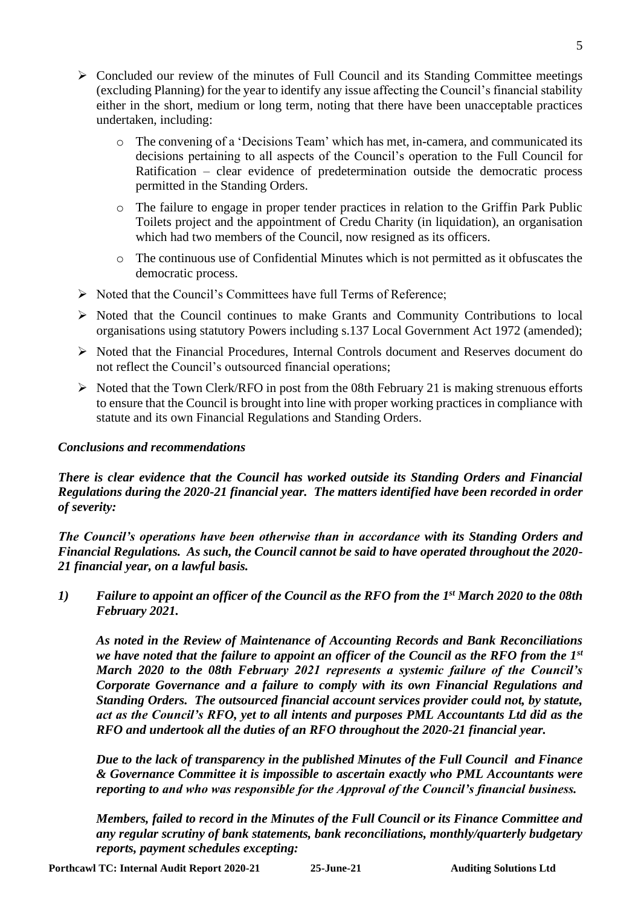- Concluded our review of the minutes of Full Council and its Standing Committee meetings (excluding Planning) for the year to identify any issue affecting the Council's financial stability either in the short, medium or long term, noting that there have been unacceptable practices undertaken, including:
  - The convening of a 'Decisions Team' which has met, in-camera, and communicated its decisions pertaining to all aspects of the Council's operation to the Full Council for Ratification – clear evidence of predetermination outside the democratic process permitted in the Standing Orders.
  - The failure to engage in proper tender practices in relation to the Griffin Park Public Toilets project and the appointment of Credu Charity (in liquidation), an organisation which had two members of the Council, now resigned as its officers.
  - The continuous use of Confidential Minutes which is not permitted as it obfuscates the democratic process.
- Noted that the Council's Committees have full Terms of Reference;
- Noted that the Council continues to make Grants and Community Contributions to local organisations using statutory Powers including s.137 Local Government Act 1972 (amended);
- Noted that the Financial Procedures, Internal Controls document and Reserves document do not reflect the Council's outsourced financial operations;
- Noted that the Town Clerk/RFO in post from the 08th February 21 is making strenuous efforts to ensure that the Council is brought into line with proper working practices in compliance with statute and its own Financial Regulations and Standing Orders.

### *Conclusions and recommendations*

***There is clear evidence that the Council has worked outside its Standing Orders and Financial Regulations during the 2020-21 financial year. The matters identified have been recorded in order of severity:***

***The Council's operations have been otherwise than in accordance with its Standing Orders and Financial Regulations. As such, the Council cannot be said to have operated throughout the 2020-21 financial year, on a lawful basis.***

***1) Failure to appoint an officer of the Council as the RFO from the 1st March 2020 to the 08th February 2021.***

***As noted in the Review of Maintenance of Accounting Records and Bank Reconciliations we have noted that the failure to appoint an officer of the Council as the RFO from the 1st March 2020 to the 08th February 2021 represents a systemic failure of the Council's Corporate Governance and a failure to comply with its own Financial Regulations and Standing Orders. The outsourced financial account services provider could not, by statute, act as the Council's RFO, yet to all intents and purposes PML Accountants Ltd did as the RFO and undertook all the duties of an RFO throughout the 2020-21 financial year.***

***Due to the lack of transparency in the published Minutes of the Full Council and Finance & Governance Committee it is impossible to ascertain exactly who PML Accountants were reporting to and who was responsible for the Approval of the Council's financial business.***

***Members, failed to record in the Minutes of the Full Council or its Finance Committee and any regular scrutiny of bank statements, bank reconciliations, monthly/quarterly budgetary reports, payment schedules excepting:***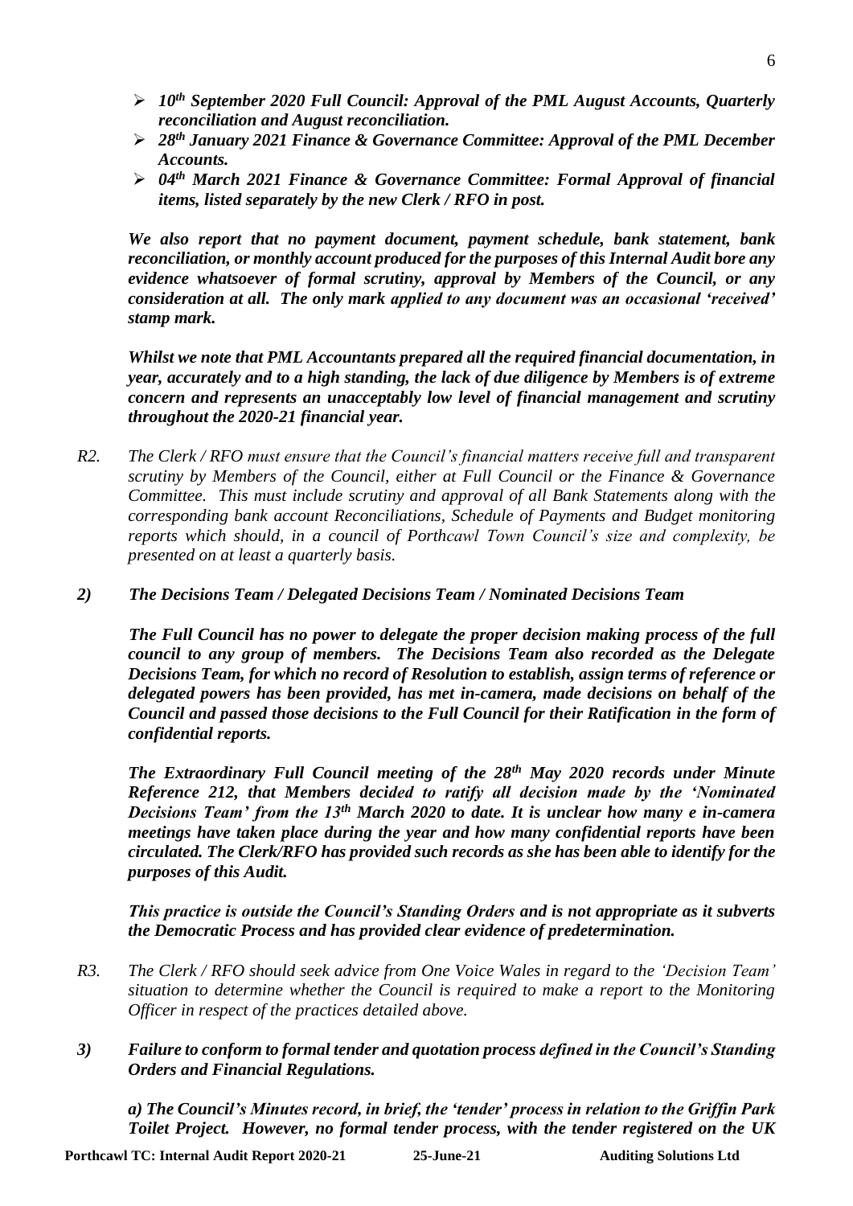- ***10th September 2020 Full Council: Approval of the PML August Accounts, Quarterly reconciliation and August reconciliation.***
- ***28th January 2021 Finance & Governance Committee: Approval of the PML December Accounts.***
- ***04th March 2021 Finance & Governance Committee: Formal Approval of financial items, listed separately by the new Clerk / RFO in post.***

***We also report that no payment document, payment schedule, bank statement, bank reconciliation, or monthly account produced for the purposes of this Internal Audit bore any evidence whatsoever of formal scrutiny, approval by Members of the Council, or any consideration at all. The only mark applied to any document was an occasional 'received' stamp mark.***

***Whilst we note that PML Accountants prepared all the required financial documentation, in year, accurately and to a high standing, the lack of due diligence by Members is of extreme concern and represents an unacceptably low level of financial management and scrutiny throughout the 2020-21 financial year.***

*R2. The Clerk / RFO must ensure that the Council's financial matters receive full and transparent scrutiny by Members of the Council, either at Full Council or the Finance & Governance Committee. This must include scrutiny and approval of all Bank Statements along with the corresponding bank account Reconciliations, Schedule of Payments and Budget monitoring reports which should, in a council of Porthcawl Town Council's size and complexity, be presented on at least a quarterly basis.*

***2) The Decisions Team / Delegated Decisions Team / Nominated Decisions Team***

***The Full Council has no power to delegate the proper decision making process of the full council to any group of members. The Decisions Team also recorded as the Delegate Decisions Team, for which no record of Resolution to establish, assign terms of reference or delegated powers has been provided, has met in-camera, made decisions on behalf of the Council and passed those decisions to the Full Council for their Ratification in the form of confidential reports.***

***The Extraordinary Full Council meeting of the 28th May 2020 records under Minute Reference 212, that Members decided to ratify all decision made by the 'Nominated Decisions Team' from the 13th March 2020 to date. It is unclear how many e in-camera meetings have taken place during the year and how many confidential reports have been circulated. The Clerk/RFO has provided such records as she has been able to identify for the purposes of this Audit.***

***This practice is outside the Council's Standing Orders and is not appropriate as it subverts the Democratic Process and has provided clear evidence of predetermination.***

*R3. The Clerk / RFO should seek advice from One Voice Wales in regard to the 'Decision Team' situation to determine whether the Council is required to make a report to the Monitoring Officer in respect of the practices detailed above.*

***3) Failure to conform to formal tender and quotation process defined in the Council's Standing Orders and Financial Regulations.***

***a) The Council's Minutes record, in brief, the 'tender' process in relation to the Griffin Park Toilet Project. However, no formal tender process, with the tender registered on the UK***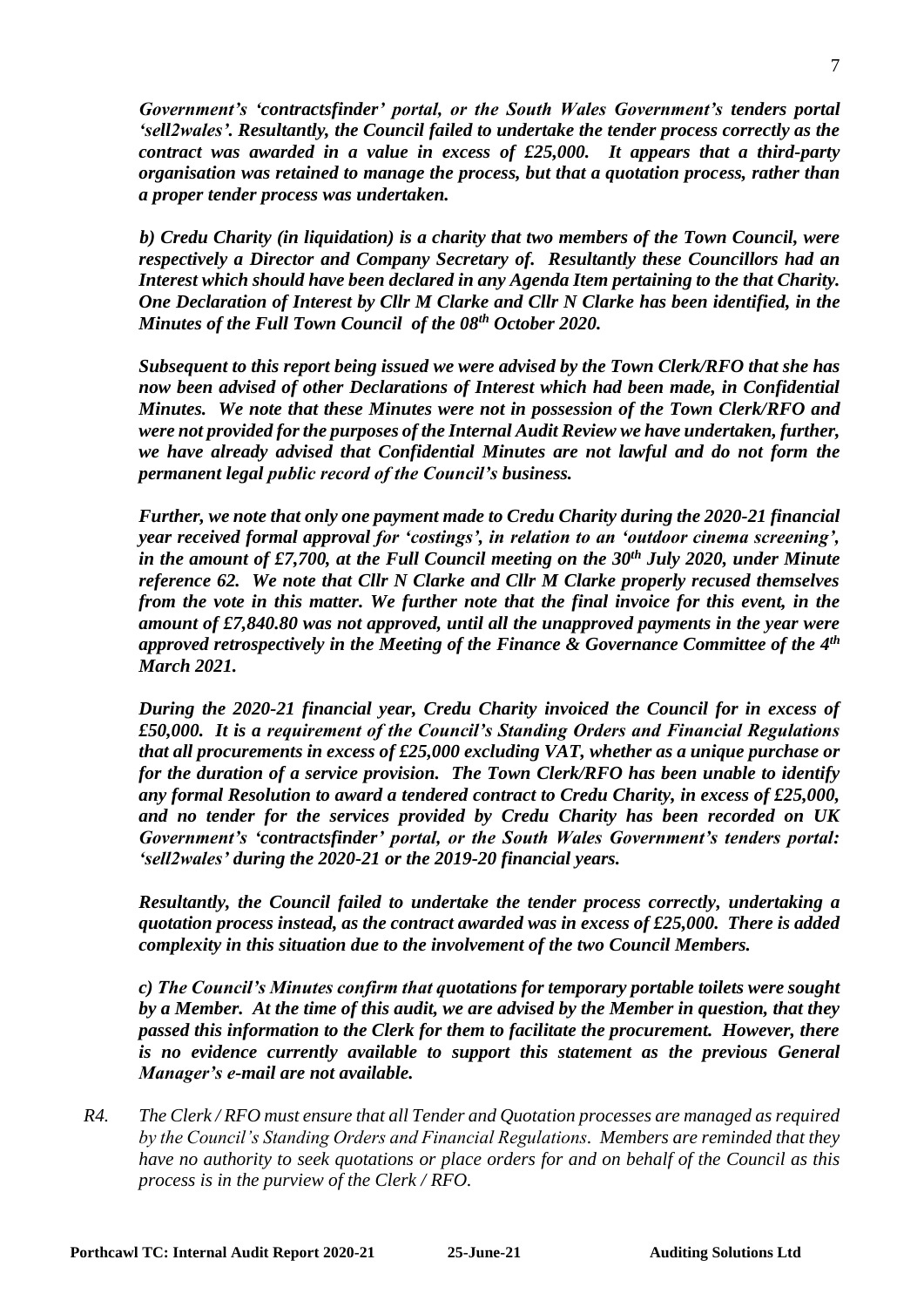***Government's 'contractsfinder' portal, or the South Wales Government's tenders portal 'sell2wales'. Resultantly, the Council failed to undertake the tender process correctly as the contract was awarded in a value in excess of £25,000. It appears that a third-party organisation was retained to manage the process, but that a quotation process, rather than a proper tender process was undertaken.***

***b) Credu Charity (in liquidation) is a charity that two members of the Town Council, were respectively a Director and Company Secretary of. Resultantly these Councillors had an Interest which should have been declared in any Agenda Item pertaining to the that Charity. One Declaration of Interest by Cllr M Clarke and Cllr N Clarke has been identified, in the Minutes of the Full Town Council of the 08th October 2020.***

***Subsequent to this report being issued we were advised by the Town Clerk/RFO that she has now been advised of other Declarations of Interest which had been made, in Confidential Minutes. We note that these Minutes were not in possession of the Town Clerk/RFO and were not provided for the purposes of the Internal Audit Review we have undertaken, further, we have already advised that Confidential Minutes are not lawful and do not form the permanent legal public record of the Council's business.***

***Further, we note that only one payment made to Credu Charity during the 2020-21 financial year received formal approval for 'costings', in relation to an 'outdoor cinema screening', in the amount of £7,700, at the Full Council meeting on the 30th July 2020, under Minute reference 62. We note that Cllr N Clarke and Cllr M Clarke properly recused themselves from the vote in this matter. We further note that the final invoice for this event, in the amount of £7,840.80 was not approved, until all the unapproved payments in the year were approved retrospectively in the Meeting of the Finance & Governance Committee of the 4th March 2021.***

***During the 2020-21 financial year, Credu Charity invoiced the Council for in excess of £50,000. It is a requirement of the Council's Standing Orders and Financial Regulations that all procurements in excess of £25,000 excluding VAT, whether as a unique purchase or for the duration of a service provision. The Town Clerk/RFO has been unable to identify any formal Resolution to award a tendered contract to Credu Charity, in excess of £25,000, and no tender for the services provided by Credu Charity has been recorded on UK Government's 'contractsfinder' portal, or the South Wales Government's tenders portal: 'sell2wales' during the 2020-21 or the 2019-20 financial years.***

***Resultantly, the Council failed to undertake the tender process correctly, undertaking a quotation process instead, as the contract awarded was in excess of £25,000. There is added complexity in this situation due to the involvement of the two Council Members.***

***c) The Council's Minutes confirm that quotations for temporary portable toilets were sought by a Member. At the time of this audit, we are advised by the Member in question, that they passed this information to the Clerk for them to facilitate the procurement. However, there is no evidence currently available to support this statement as the previous General Manager's e-mail are not available.***

*R4. The Clerk / RFO must ensure that all Tender and Quotation processes are managed as required by the Council's Standing Orders and Financial Regulations. Members are reminded that they have no authority to seek quotations or place orders for and on behalf of the Council as this process is in the purview of the Clerk / RFO.*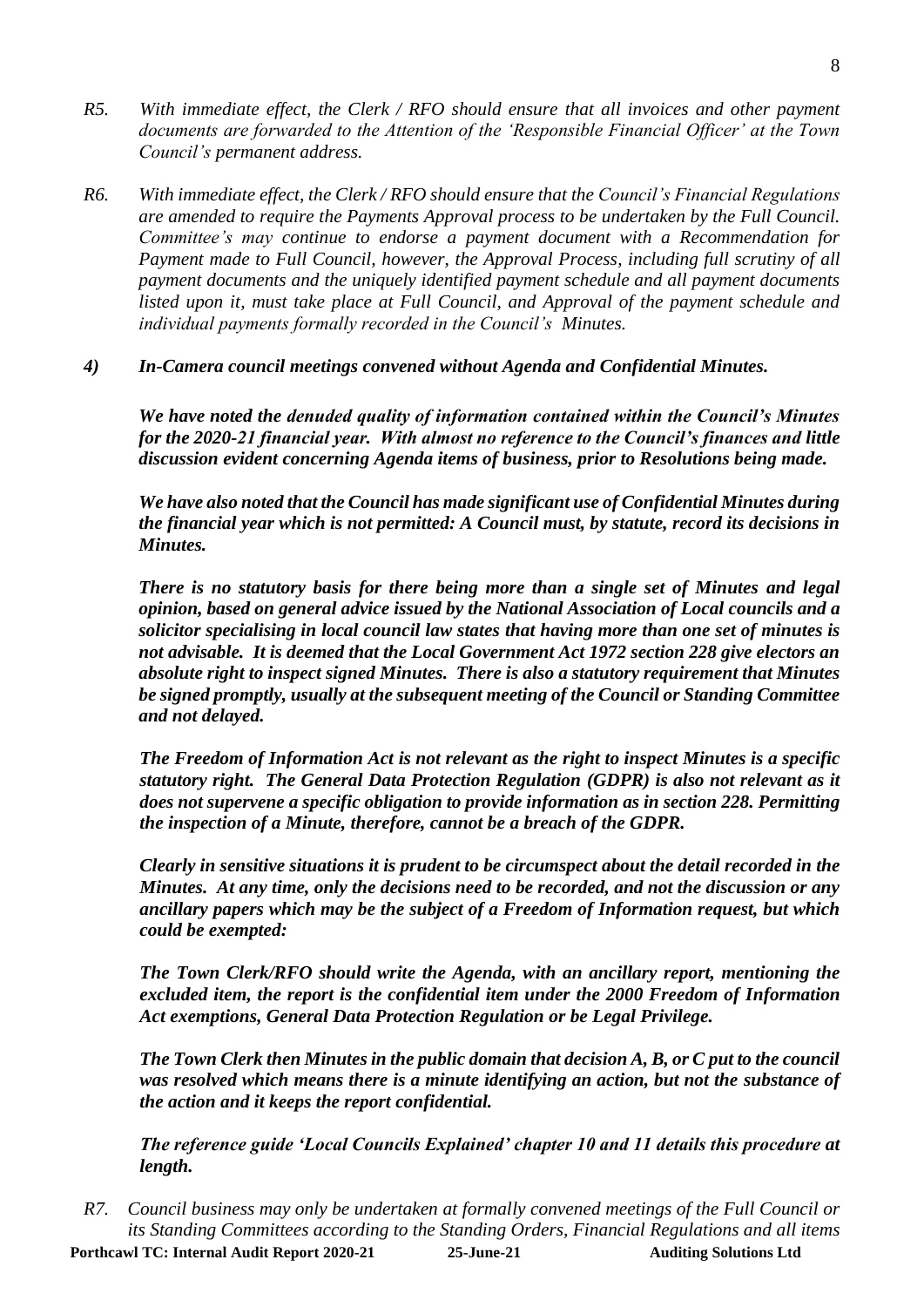*R5. With immediate effect, the Clerk / RFO should ensure that all invoices and other payment documents are forwarded to the Attention of the 'Responsible Financial Officer' at the Town Council's permanent address.*

*R6. With immediate effect, the Clerk / RFO should ensure that the Council's Financial Regulations are amended to require the Payments Approval process to be undertaken by the Full Council. Committee's may continue to endorse a payment document with a Recommendation for Payment made to Full Council, however, the Approval Process, including full scrutiny of all payment documents and the uniquely identified payment schedule and all payment documents listed upon it, must take place at Full Council, and Approval of the payment schedule and individual payments formally recorded in the Council's Minutes.*

### *4) In-Camera council meetings convened without Agenda and Confidential Minutes.*

***We have noted the denuded quality of information contained within the Council's Minutes for the 2020-21 financial year. With almost no reference to the Council's finances and little discussion evident concerning Agenda items of business, prior to Resolutions being made.***

***We have also noted that the Council has made significant use of Confidential Minutes during the financial year which is not permitted: A Council must, by statute, record its decisions in Minutes.***

***There is no statutory basis for there being more than a single set of Minutes and legal opinion, based on general advice issued by the National Association of Local councils and a solicitor specialising in local council law states that having more than one set of minutes is not advisable. It is deemed that the Local Government Act 1972 section 228 give electors an absolute right to inspect signed Minutes. There is also a statutory requirement that Minutes be signed promptly, usually at the subsequent meeting of the Council or Standing Committee and not delayed.***

***The Freedom of Information Act is not relevant as the right to inspect Minutes is a specific statutory right. The General Data Protection Regulation (GDPR) is also not relevant as it does not supervene a specific obligation to provide information as in section 228. Permitting the inspection of a Minute, therefore, cannot be a breach of the GDPR.***

***Clearly in sensitive situations it is prudent to be circumspect about the detail recorded in the Minutes. At any time, only the decisions need to be recorded, and not the discussion or any ancillary papers which may be the subject of a Freedom of Information request, but which could be exempted:***

***The Town Clerk/RFO should write the Agenda, with an ancillary report, mentioning the excluded item, the report is the confidential item under the 2000 Freedom of Information Act exemptions, General Data Protection Regulation or be Legal Privilege.***

***The Town Clerk then Minutes in the public domain that decision A, B, or C put to the council was resolved which means there is a minute identifying an action, but not the substance of the action and it keeps the report confidential.***

***The reference guide 'Local Councils Explained' chapter 10 and 11 details this procedure at length.***

*R7. Council business may only be undertaken at formally convened meetings of the Full Council or its Standing Committees according to the Standing Orders, Financial Regulations and all items*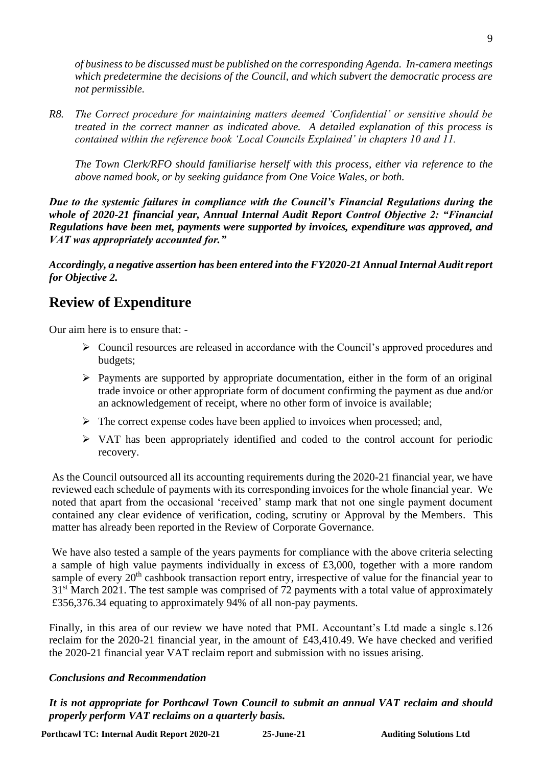*of business to be discussed must be published on the corresponding Agenda. In-camera meetings which predetermine the decisions of the Council, and which subvert the democratic process are not permissible.*

*R8. The Correct procedure for maintaining matters deemed 'Confidential' or sensitive should be treated in the correct manner as indicated above. A detailed explanation of this process is contained within the reference book 'Local Councils Explained' in chapters 10 and 11.*

*The Town Clerk/RFO should familiarise herself with this process, either via reference to the above named book, or by seeking guidance from One Voice Wales, or both.*

***Due to the systemic failures in compliance with the Council's Financial Regulations during the whole of 2020-21 financial year, Annual Internal Audit Report Control Objective 2: "Financial Regulations have been met, payments were supported by invoices, expenditure was approved, and VAT was appropriately accounted for."***

***Accordingly, a negative assertion has been entered into the FY2020-21 Annual Internal Audit report for Objective 2.***

## Review of Expenditure

Our aim here is to ensure that: -

- Council resources are released in accordance with the Council's approved procedures and budgets;
- Payments are supported by appropriate documentation, either in the form of an original trade invoice or other appropriate form of document confirming the payment as due and/or an acknowledgement of receipt, where no other form of invoice is available;
- The correct expense codes have been applied to invoices when processed; and,
- VAT has been appropriately identified and coded to the control account for periodic recovery.

As the Council outsourced all its accounting requirements during the 2020-21 financial year, we have reviewed each schedule of payments with its corresponding invoices for the whole financial year. We noted that apart from the occasional 'received' stamp mark that not one single payment document contained any clear evidence of verification, coding, scrutiny or Approval by the Members. This matter has already been reported in the Review of Corporate Governance.

We have also tested a sample of the years payments for compliance with the above criteria selecting a sample of high value payments individually in excess of £3,000, together with a more random sample of every 20th cashbook transaction report entry, irrespective of value for the financial year to 31st March 2021. The test sample was comprised of 72 payments with a total value of approximately £356,376.34 equating to approximately 94% of all non-pay payments.

Finally, in this area of our review we have noted that PML Accountant's Ltd made a single s.126 reclaim for the 2020-21 financial year, in the amount of £43,410.49. We have checked and verified the 2020-21 financial year VAT reclaim report and submission with no issues arising.

### *Conclusions and Recommendation*

***It is not appropriate for Porthcawl Town Council to submit an annual VAT reclaim and should properly perform VAT reclaims on a quarterly basis.***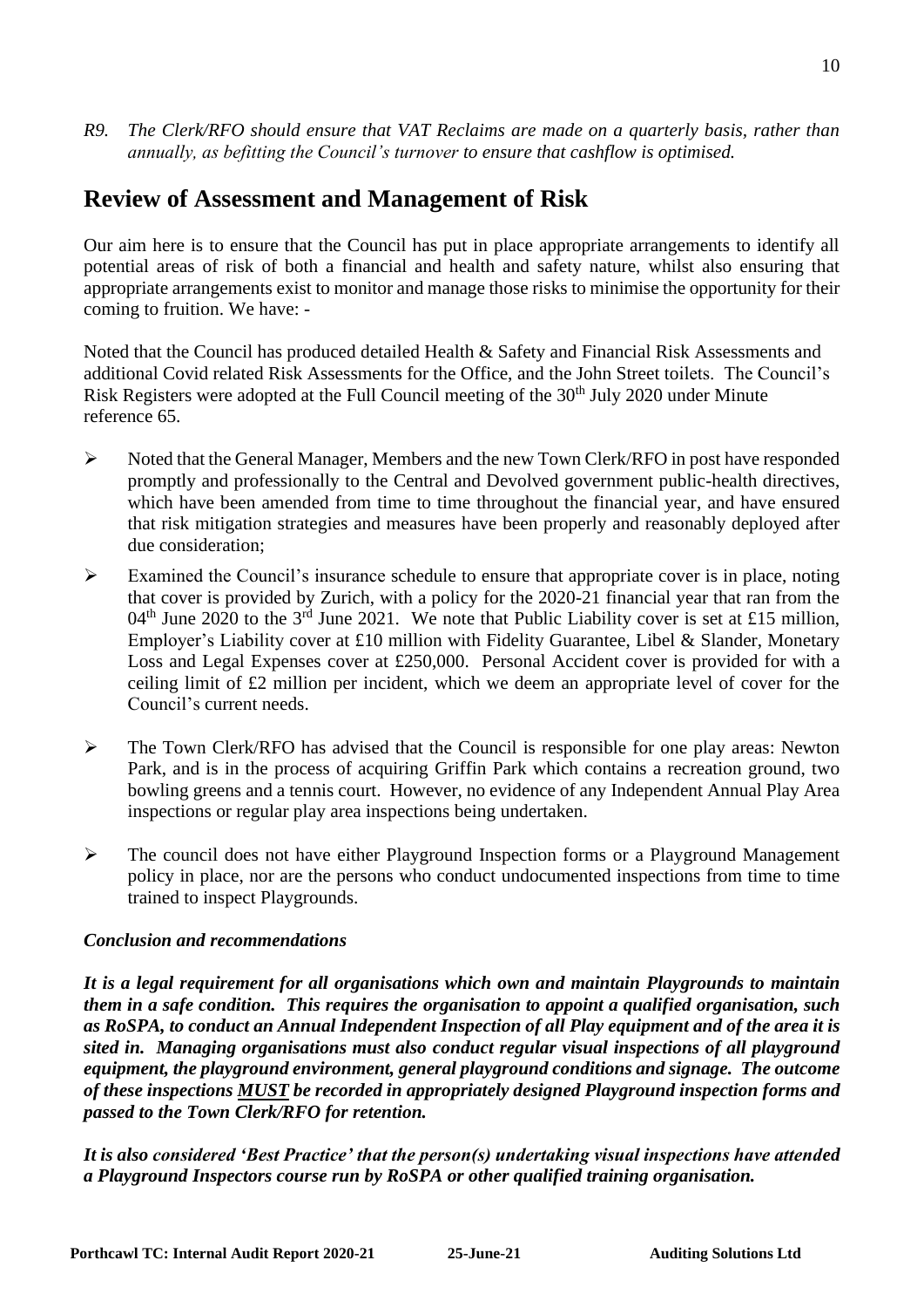*R9. The Clerk/RFO should ensure that VAT Reclaims are made on a quarterly basis, rather than annually, as befitting the Council's turnover to ensure that cashflow is optimised.*

## Review of Assessment and Management of Risk

Our aim here is to ensure that the Council has put in place appropriate arrangements to identify all potential areas of risk of both a financial and health and safety nature, whilst also ensuring that appropriate arrangements exist to monitor and manage those risks to minimise the opportunity for their coming to fruition. We have: -

Noted that the Council has produced detailed Health & Safety and Financial Risk Assessments and additional Covid related Risk Assessments for the Office, and the John Street toilets. The Council's Risk Registers were adopted at the Full Council meeting of the 30th July 2020 under Minute reference 65.

- Noted that the General Manager, Members and the new Town Clerk/RFO in post have responded promptly and professionally to the Central and Devolved government public-health directives, which have been amended from time to time throughout the financial year, and have ensured that risk mitigation strategies and measures have been properly and reasonably deployed after due consideration;
- Examined the Council's insurance schedule to ensure that appropriate cover is in place, noting that cover is provided by Zurich, with a policy for the 2020-21 financial year that ran from the 04th June 2020 to the 3rd June 2021. We note that Public Liability cover is set at £15 million, Employer's Liability cover at £10 million with Fidelity Guarantee, Libel & Slander, Monetary Loss and Legal Expenses cover at £250,000. Personal Accident cover is provided for with a ceiling limit of £2 million per incident, which we deem an appropriate level of cover for the Council's current needs.
- The Town Clerk/RFO has advised that the Council is responsible for one play areas: Newton Park, and is in the process of acquiring Griffin Park which contains a recreation ground, two bowling greens and a tennis court. However, no evidence of any Independent Annual Play Area inspections or regular play area inspections being undertaken.
- The council does not have either Playground Inspection forms or a Playground Management policy in place, nor are the persons who conduct undocumented inspections from time to time trained to inspect Playgrounds.

### *Conclusion and recommendations*

***It is a legal requirement for all organisations which own and maintain Playgrounds to maintain them in a safe condition. This requires the organisation to appoint a qualified organisation, such as RoSPA, to conduct an Annual Independent Inspection of all Play equipment and of the area it is sited in. Managing organisations must also conduct regular visual inspections of all playground equipment, the playground environment, general playground conditions and signage. The outcome of these inspections <u>MUST</u> be recorded in appropriately designed Playground inspection forms and passed to the Town Clerk/RFO for retention.***

***It is also considered 'Best Practice' that the person(s) undertaking visual inspections have attended a Playground Inspectors course run by RoSPA or other qualified training organisation.***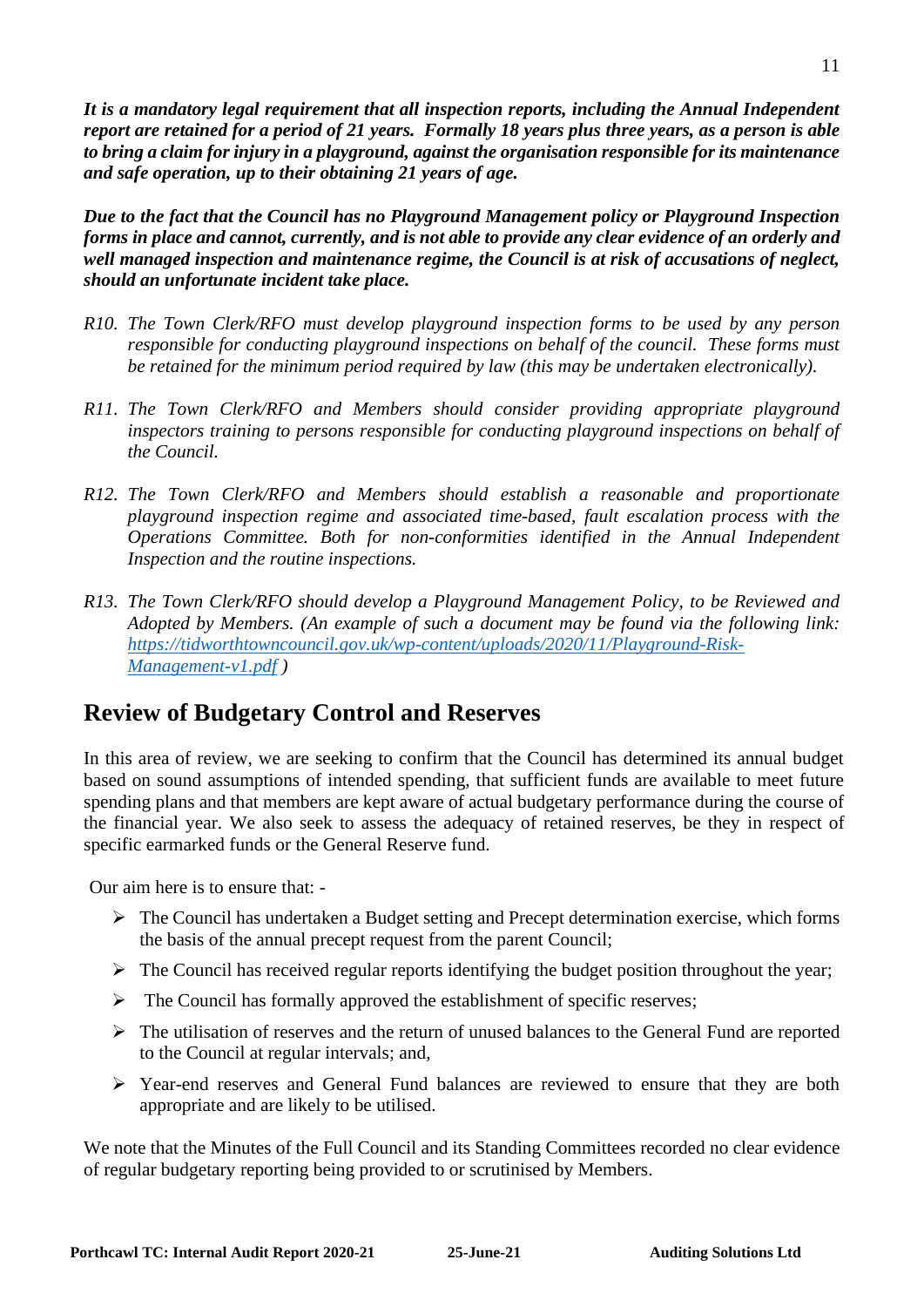***It is a mandatory legal requirement that all inspection reports, including the Annual Independent report are retained for a period of 21 years. Formally 18 years plus three years, as a person is able to bring a claim for injury in a playground, against the organisation responsible for its maintenance and safe operation, up to their obtaining 21 years of age.***

***Due to the fact that the Council has no Playground Management policy or Playground Inspection forms in place and cannot, currently, and is not able to provide any clear evidence of an orderly and well managed inspection and maintenance regime, the Council is at risk of accusations of neglect, should an unfortunate incident take place.***

*R10. The Town Clerk/RFO must develop playground inspection forms to be used by any person responsible for conducting playground inspections on behalf of the council. These forms must be retained for the minimum period required by law (this may be undertaken electronically).*

*R11. The Town Clerk/RFO and Members should consider providing appropriate playground inspectors training to persons responsible for conducting playground inspections on behalf of the Council.*

*R12. The Town Clerk/RFO and Members should establish a reasonable and proportionate playground inspection regime and associated time-based, fault escalation process with the Operations Committee. Both for non-conformities identified in the Annual Independent Inspection and the routine inspections.*

*R13. The Town Clerk/RFO should develop a Playground Management Policy, to be Reviewed and Adopted by Members. (An example of such a document may be found via the following link: [https://tidworthtowncouncil.gov.uk/wp-content/uploads/2020/11/Playground-Risk-Management-v1.pdf](https://tidworthtowncouncil.gov.uk/wp-content/uploads/2020/11/Playground-Risk-Management-v1.pdf) )*

## Review of Budgetary Control and Reserves

In this area of review, we are seeking to confirm that the Council has determined its annual budget based on sound assumptions of intended spending, that sufficient funds are available to meet future spending plans and that members are kept aware of actual budgetary performance during the course of the financial year. We also seek to assess the adequacy of retained reserves, be they in respect of specific earmarked funds or the General Reserve fund.

Our aim here is to ensure that: -

- The Council has undertaken a Budget setting and Precept determination exercise, which forms the basis of the annual precept request from the parent Council;
- The Council has received regular reports identifying the budget position throughout the year;
- The Council has formally approved the establishment of specific reserves;
- The utilisation of reserves and the return of unused balances to the General Fund are reported to the Council at regular intervals; and,
- Year-end reserves and General Fund balances are reviewed to ensure that they are both appropriate and are likely to be utilised.

We note that the Minutes of the Full Council and its Standing Committees recorded no clear evidence of regular budgetary reporting being provided to or scrutinised by Members.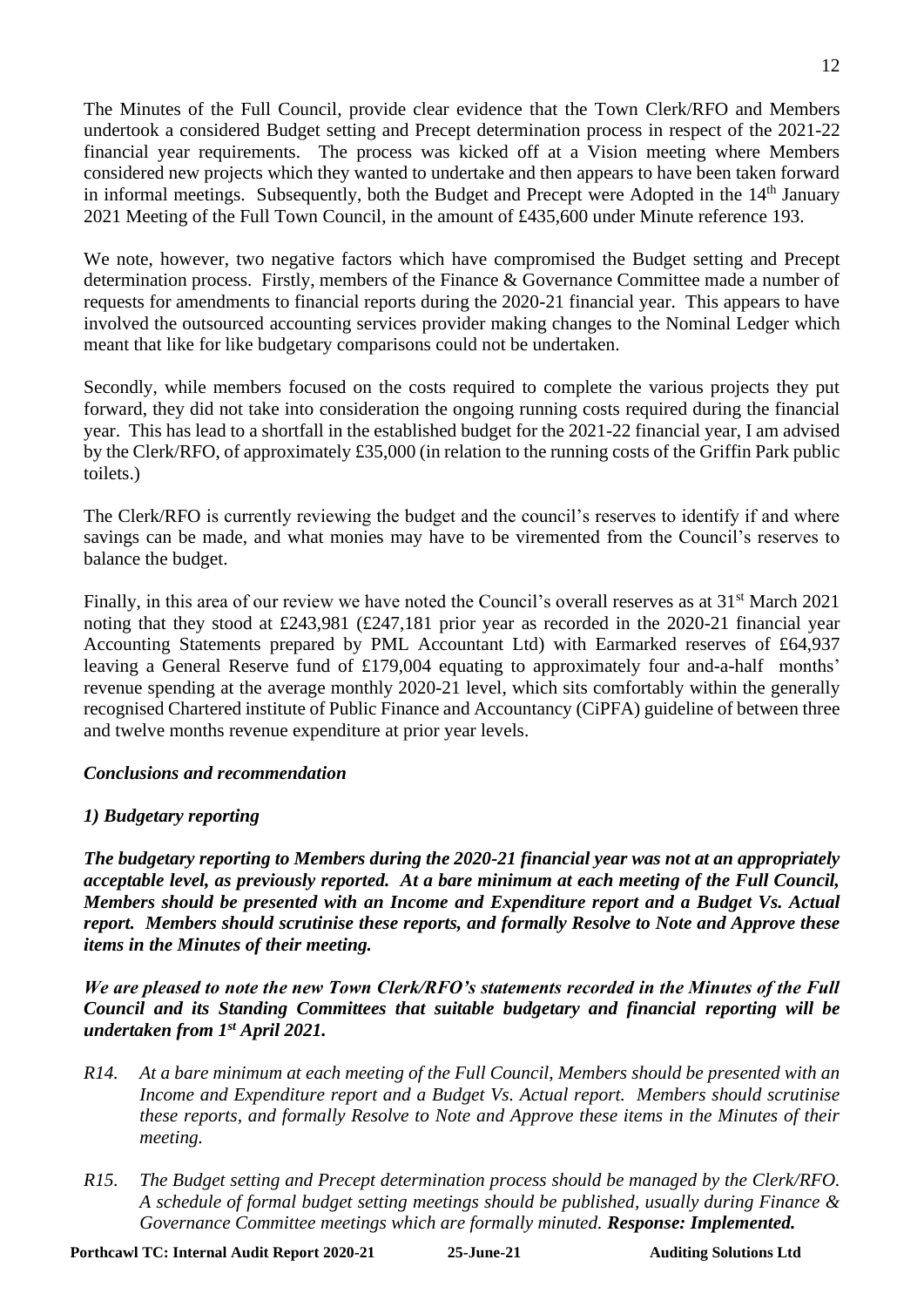The Minutes of the Full Council, provide clear evidence that the Town Clerk/RFO and Members undertook a considered Budget setting and Precept determination process in respect of the 2021-22 financial year requirements. The process was kicked off at a Vision meeting where Members considered new projects which they wanted to undertake and then appears to have been taken forward in informal meetings. Subsequently, both the Budget and Precept were Adopted in the 14th January 2021 Meeting of the Full Town Council, in the amount of £435,600 under Minute reference 193.

We note, however, two negative factors which have compromised the Budget setting and Precept determination process. Firstly, members of the Finance & Governance Committee made a number of requests for amendments to financial reports during the 2020-21 financial year. This appears to have involved the outsourced accounting services provider making changes to the Nominal Ledger which meant that like for like budgetary comparisons could not be undertaken.

Secondly, while members focused on the costs required to complete the various projects they put forward, they did not take into consideration the ongoing running costs required during the financial year. This has lead to a shortfall in the established budget for the 2021-22 financial year, I am advised by the Clerk/RFO, of approximately £35,000 (in relation to the running costs of the Griffin Park public toilets.)

The Clerk/RFO is currently reviewing the budget and the council's reserves to identify if and where savings can be made, and what monies may have to be virements from the Council's reserves to balance the budget.

Finally, in this area of our review we have noted the Council's overall reserves as at 31st March 2021 noting that they stood at £243,981 (£247,181 prior year as recorded in the 2020-21 financial year Accounting Statements prepared by PML Accountant Ltd) with Earmarked reserves of £64,937 leaving a General Reserve fund of £179,004 equating to approximately four and-a-half months' revenue spending at the average monthly 2020-21 level, which sits comfortably within the generally recognised Chartered institute of Public Finance and Accountancy (CiPFA) guideline of between three and twelve months revenue expenditure at prior year levels.

### *Conclusions and recommendation*

### *1) Budgetary reporting*

***The budgetary reporting to Members during the 2020-21 financial year was not at an appropriately acceptable level, as previously reported. At a bare minimum at each meeting of the Full Council, Members should be presented with an Income and Expenditure report and a Budget Vs. Actual report. Members should scrutinise these reports, and formally Resolve to Note and Approve these items in the Minutes of their meeting.***

***We are pleased to note the new Town Clerk/RFO's statements recorded in the Minutes of the Full Council and its Standing Committees that suitable budgetary and financial reporting will be undertaken from 1st April 2021.***

*R14. At a bare minimum at each meeting of the Full Council, Members should be presented with an Income and Expenditure report and a Budget Vs. Actual report. Members should scrutinise these reports, and formally Resolve to Note and Approve these items in the Minutes of their meeting.*

*R15. The Budget setting and Precept determination process should be managed by the Clerk/RFO. A schedule of formal budget setting meetings should be published, usually during Finance & Governance Committee meetings which are formally minuted.* ***Response: Implemented.***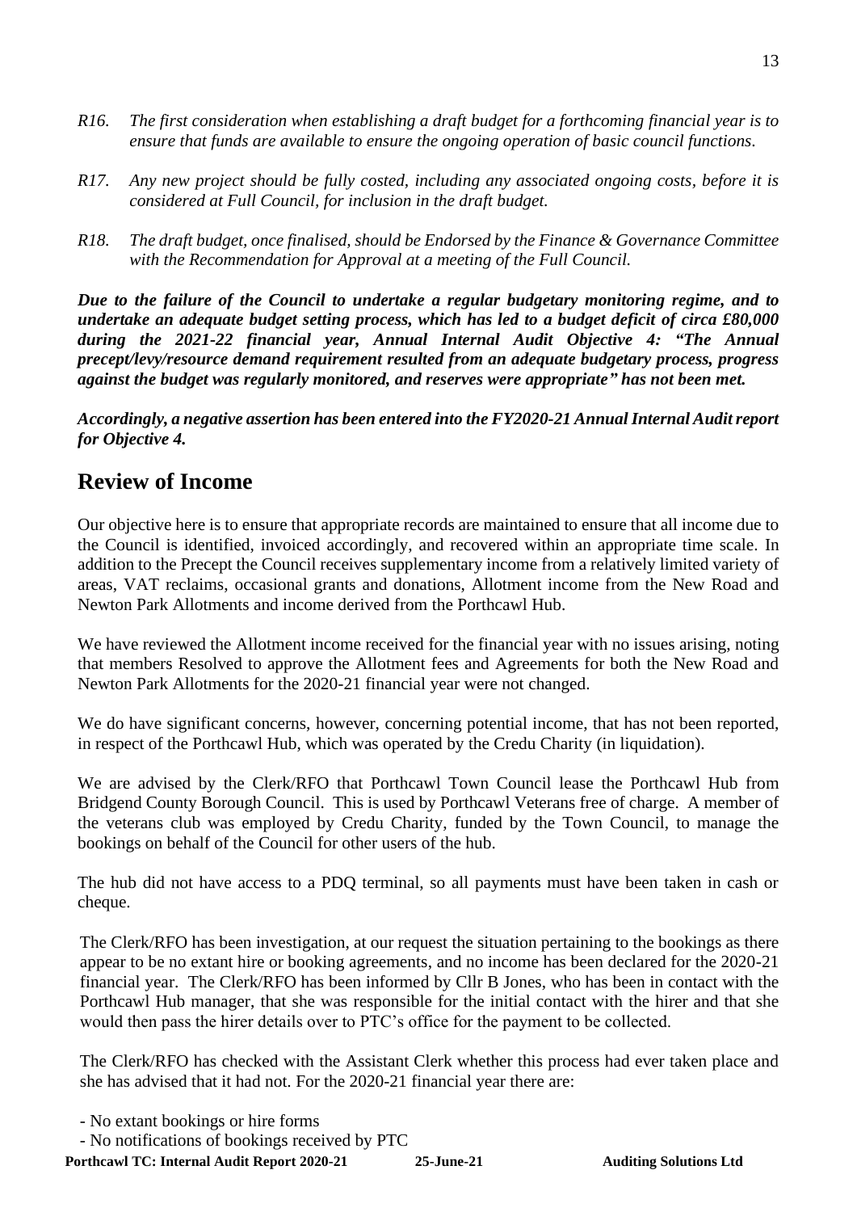*R16. The first consideration when establishing a draft budget for a forthcoming financial year is to ensure that funds are available to ensure the ongoing operation of basic council functions.*

*R17. Any new project should be fully costed, including any associated ongoing costs, before it is considered at Full Council, for inclusion in the draft budget.*

*R18. The draft budget, once finalised, should be Endorsed by the Finance & Governance Committee with the Recommendation for Approval at a meeting of the Full Council.*

***Due to the failure of the Council to undertake a regular budgetary monitoring regime, and to undertake an adequate budget setting process, which has led to a budget deficit of circa £80,000 during the 2021-22 financial year, Annual Internal Audit Objective 4: "The Annual precept/levy/resource demand requirement resulted from an adequate budgetary process, progress against the budget was regularly monitored, and reserves were appropriate" has not been met.***

***Accordingly, a negative assertion has been entered into the FY2020-21 Annual Internal Audit report for Objective 4.***

## Review of Income

Our objective here is to ensure that appropriate records are maintained to ensure that all income due to the Council is identified, invoiced accordingly, and recovered within an appropriate time scale. In addition to the Precept the Council receives supplementary income from a relatively limited variety of areas, VAT reclaims, occasional grants and donations, Allotment income from the New Road and Newton Park Allotments and income derived from the Porthcawl Hub.

We have reviewed the Allotment income received for the financial year with no issues arising, noting that members Resolved to approve the Allotment fees and Agreements for both the New Road and Newton Park Allotments for the 2020-21 financial year were not changed.

We do have significant concerns, however, concerning potential income, that has not been reported, in respect of the Porthcawl Hub, which was operated by the Credu Charity (in liquidation).

We are advised by the Clerk/RFO that Porthcawl Town Council lease the Porthcawl Hub from Bridgend County Borough Council. This is used by Porthcawl Veterans free of charge. A member of the veterans club was employed by Credu Charity, funded by the Town Council, to manage the bookings on behalf of the Council for other users of the hub.

The hub did not have access to a PDQ terminal, so all payments must have been taken in cash or cheque.

The Clerk/RFO has been investigation, at our request the situation pertaining to the bookings as there appear to be no extant hire or booking agreements, and no income has been declared for the 2020-21 financial year. The Clerk/RFO has been informed by Cllr B Jones, who has been in contact with the Porthcawl Hub manager, that she was responsible for the initial contact with the hirer and that she would then pass the hirer details over to PTC's office for the payment to be collected.

The Clerk/RFO has checked with the Assistant Clerk whether this process had ever taken place and she has advised that it had not. For the 2020-21 financial year there are:

- No extant bookings or hire forms
- No notifications of bookings received by PTC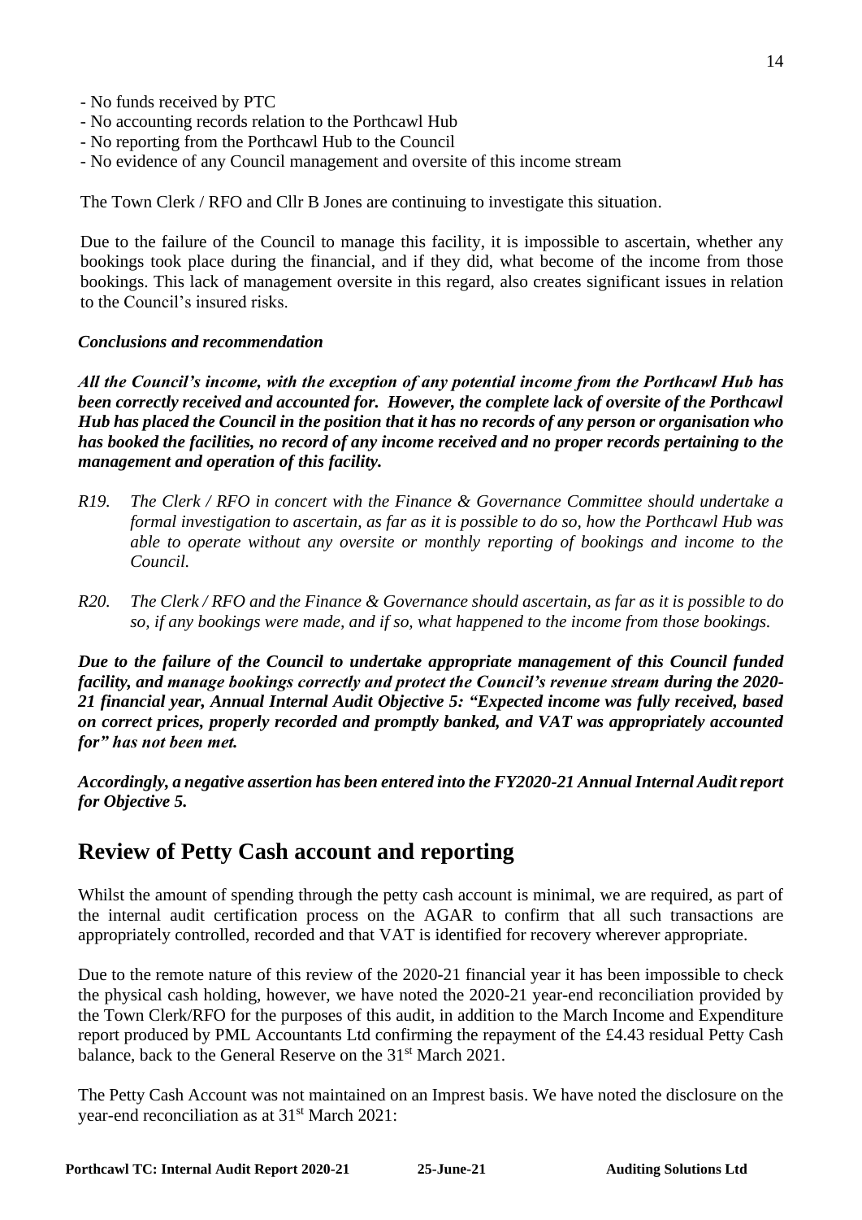- No funds received by PTC
- No accounting records relation to the Porthcawl Hub
- No reporting from the Porthcawl Hub to the Council
- No evidence of any Council management and oversite of this income stream

The Town Clerk / RFO and Cllr B Jones are continuing to investigate this situation.

Due to the failure of the Council to manage this facility, it is impossible to ascertain, whether any bookings took place during the financial, and if they did, what become of the income from those bookings. This lack of management oversite in this regard, also creates significant issues in relation to the Council's insured risks.

***Conclusions and recommendation***

***All the Council's income, with the exception of any potential income from the Porthcawl Hub has been correctly received and accounted for. However, the complete lack of oversite of the Porthcawl Hub has placed the Council in the position that it has no records of any person or organisation who has booked the facilities, no record of any income received and no proper records pertaining to the management and operation of this facility.***

*R19. The Clerk / RFO in concert with the Finance & Governance Committee should undertake a formal investigation to ascertain, as far as it is possible to do so, how the Porthcawl Hub was able to operate without any oversite or monthly reporting of bookings and income to the Council.*

*R20. The Clerk / RFO and the Finance & Governance should ascertain, as far as it is possible to do so, if any bookings were made, and if so, what happened to the income from those bookings.*

***Due to the failure of the Council to undertake appropriate management of this Council funded facility, and manage bookings correctly and protect the Council's revenue stream during the 2020-21 financial year, Annual Internal Audit Objective 5: "Expected income was fully received, based on correct prices, properly recorded and promptly banked, and VAT was appropriately accounted for" has not been met.***

***Accordingly, a negative assertion has been entered into the FY2020-21 Annual Internal Audit report for Objective 5.***

## Review of Petty Cash account and reporting

Whilst the amount of spending through the petty cash account is minimal, we are required, as part of the internal audit certification process on the AGAR to confirm that all such transactions are appropriately controlled, recorded and that VAT is identified for recovery wherever appropriate.

Due to the remote nature of this review of the 2020-21 financial year it has been impossible to check the physical cash holding, however, we have noted the 2020-21 year-end reconciliation provided by the Town Clerk/RFO for the purposes of this audit, in addition to the March Income and Expenditure report produced by PML Accountants Ltd confirming the repayment of the £4.43 residual Petty Cash balance, back to the General Reserve on the 31st March 2021.

The Petty Cash Account was not maintained on an Imprest basis. We have noted the disclosure on the year-end reconciliation as at 31st March 2021: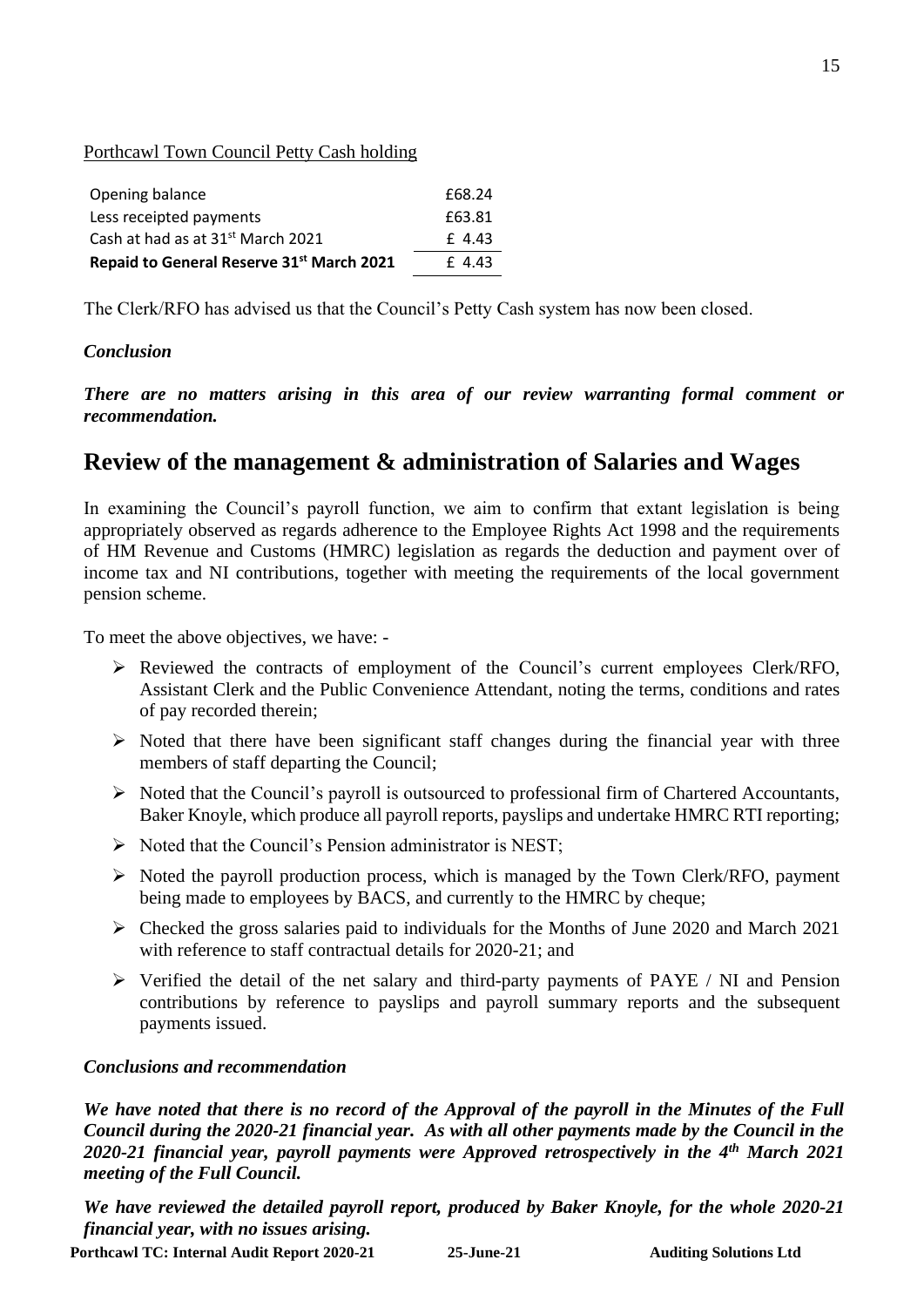Porthcawl Town Council Petty Cash holding

| | |
|---|---|
| Opening balance | £68.24 |
| Less receipted payments | £63.81 |
| Cash at had as at 31st March 2021 | £ 4.43 |
| **Repaid to General Reserve 31st March 2021** | £ 4.43 |

The Clerk/RFO has advised us that the Council's Petty Cash system has now been closed.

***Conclusion***

***There are no matters arising in this area of our review warranting formal comment or recommendation.***

## Review of the management & administration of Salaries and Wages

In examining the Council's payroll function, we aim to confirm that extant legislation is being appropriately observed as regards adherence to the Employee Rights Act 1998 and the requirements of HM Revenue and Customs (HMRC) legislation as regards the deduction and payment over of income tax and NI contributions, together with meeting the requirements of the local government pension scheme.

To meet the above objectives, we have: -

- Reviewed the contracts of employment of the Council's current employees Clerk/RFO, Assistant Clerk and the Public Convenience Attendant, noting the terms, conditions and rates of pay recorded therein;
- Noted that there have been significant staff changes during the financial year with three members of staff departing the Council;
- Noted that the Council's payroll is outsourced to professional firm of Chartered Accountants, Baker Knoyle, which produce all payroll reports, payslips and undertake HMRC RTI reporting;
- Noted that the Council's Pension administrator is NEST;
- Noted the payroll production process, which is managed by the Town Clerk/RFO, payment being made to employees by BACS, and currently to the HMRC by cheque;
- Checked the gross salaries paid to individuals for the Months of June 2020 and March 2021 with reference to staff contractual details for 2020-21; and
- Verified the detail of the net salary and third-party payments of PAYE / NI and Pension contributions by reference to payslips and payroll summary reports and the subsequent payments issued.

***Conclusions and recommendation***

***We have noted that there is no record of the Approval of the payroll in the Minutes of the Full Council during the 2020-21 financial year. As with all other payments made by the Council in the 2020-21 financial year, payroll payments were Approved retrospectively in the 4th March 2021 meeting of the Full Council.***

***We have reviewed the detailed payroll report, produced by Baker Knoyle, for the whole 2020-21 financial year, with no issues arising.***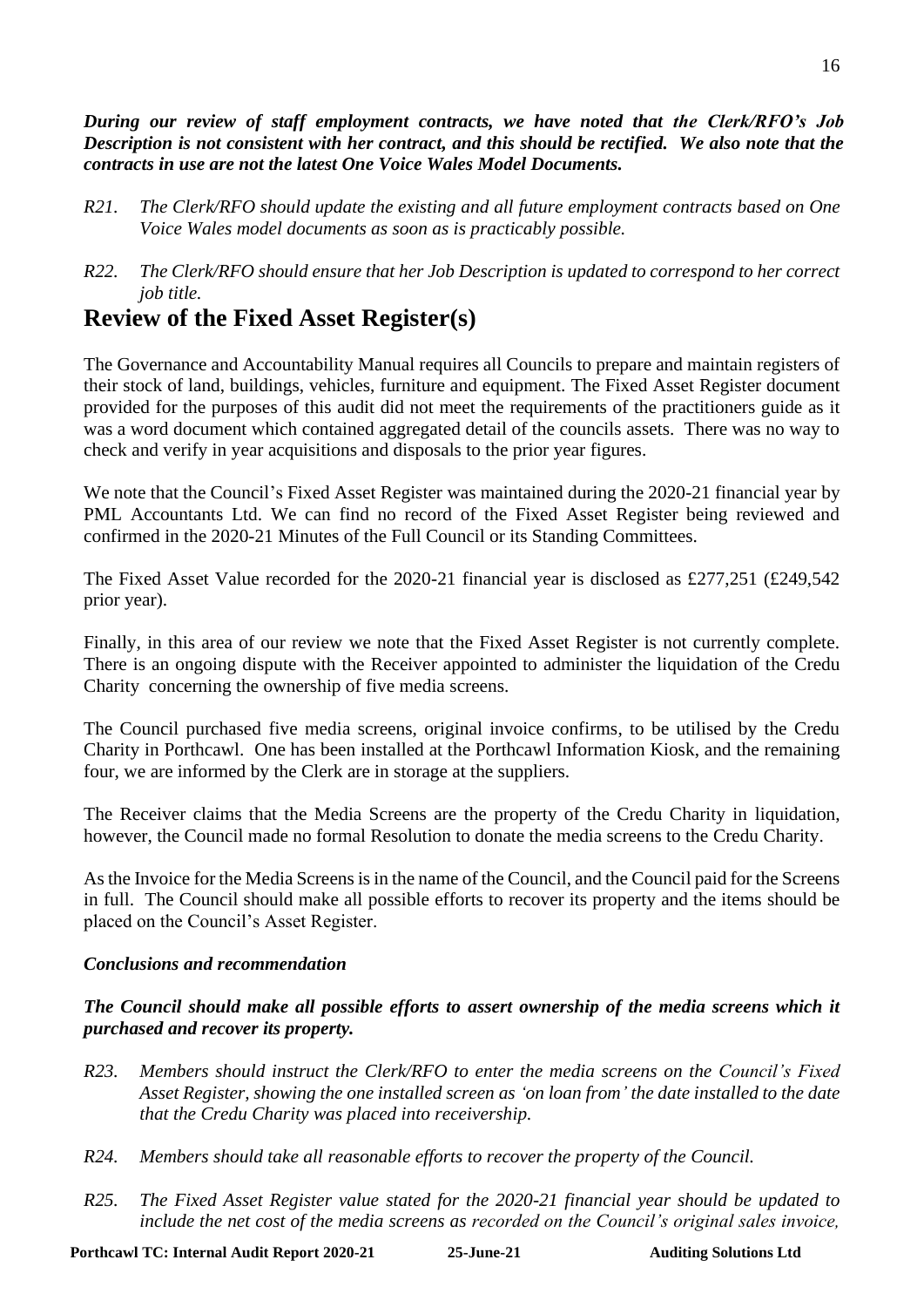***During our review of staff employment contracts, we have noted that the Clerk/RFO's Job Description is not consistent with her contract, and this should be rectified. We also note that the contracts in use are not the latest One Voice Wales Model Documents.***

*R21. The Clerk/RFO should update the existing and all future employment contracts based on One Voice Wales model documents as soon as is practicably possible.*

*R22. The Clerk/RFO should ensure that her Job Description is updated to correspond to her correct job title.*

## Review of the Fixed Asset Register(s)

The Governance and Accountability Manual requires all Councils to prepare and maintain registers of their stock of land, buildings, vehicles, furniture and equipment. The Fixed Asset Register document provided for the purposes of this audit did not meet the requirements of the practitioners guide as it was a word document which contained aggregated detail of the councils assets. There was no way to check and verify in year acquisitions and disposals to the prior year figures.

We note that the Council's Fixed Asset Register was maintained during the 2020-21 financial year by PML Accountants Ltd. We can find no record of the Fixed Asset Register being reviewed and confirmed in the 2020-21 Minutes of the Full Council or its Standing Committees.

The Fixed Asset Value recorded for the 2020-21 financial year is disclosed as £277,251 (£249,542 prior year).

Finally, in this area of our review we note that the Fixed Asset Register is not currently complete. There is an ongoing dispute with the Receiver appointed to administer the liquidation of the Credu Charity concerning the ownership of five media screens.

The Council purchased five media screens, original invoice confirms, to be utilised by the Credu Charity in Porthcawl. One has been installed at the Porthcawl Information Kiosk, and the remaining four, we are informed by the Clerk are in storage at the suppliers.

The Receiver claims that the Media Screens are the property of the Credu Charity in liquidation, however, the Council made no formal Resolution to donate the media screens to the Credu Charity.

As the Invoice for the Media Screens is in the name of the Council, and the Council paid for the Screens in full. The Council should make all possible efforts to recover its property and the items should be placed on the Council's Asset Register.

### *Conclusions and recommendation*

***The Council should make all possible efforts to assert ownership of the media screens which it purchased and recover its property.***

*R23. Members should instruct the Clerk/RFO to enter the media screens on the Council's Fixed Asset Register, showing the one installed screen as 'on loan from' the date installed to the date that the Credu Charity was placed into receivership.*

*R24. Members should take all reasonable efforts to recover the property of the Council.*

*R25. The Fixed Asset Register value stated for the 2020-21 financial year should be updated to include the net cost of the media screens as recorded on the Council's original sales invoice,*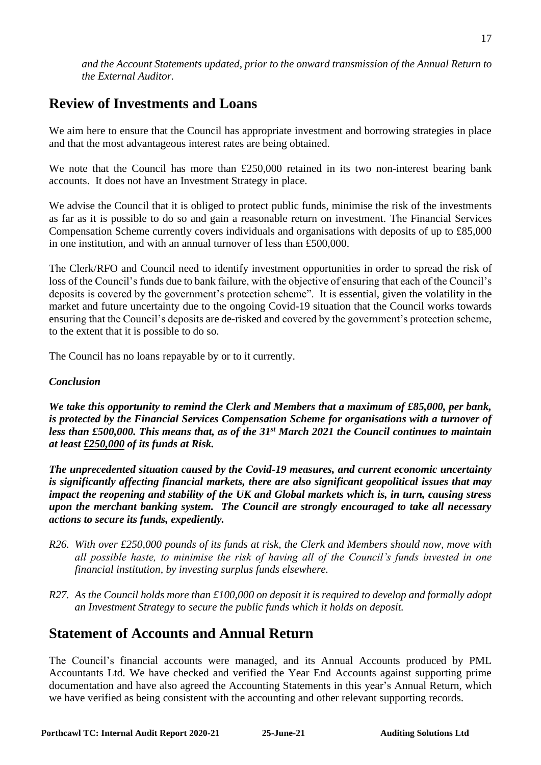*and the Account Statements updated, prior to the onward transmission of the Annual Return to the External Auditor.*

## Review of Investments and Loans

We aim here to ensure that the Council has appropriate investment and borrowing strategies in place and that the most advantageous interest rates are being obtained.

We note that the Council has more than £250,000 retained in its two non-interest bearing bank accounts. It does not have an Investment Strategy in place.

We advise the Council that it is obliged to protect public funds, minimise the risk of the investments as far as it is possible to do so and gain a reasonable return on investment. The Financial Services Compensation Scheme currently covers individuals and organisations with deposits of up to £85,000 in one institution, and with an annual turnover of less than £500,000.

The Clerk/RFO and Council need to identify investment opportunities in order to spread the risk of loss of the Council's funds due to bank failure, with the objective of ensuring that each of the Council's deposits is covered by the government's protection scheme". It is essential, given the volatility in the market and future uncertainty due to the ongoing Covid-19 situation that the Council works towards ensuring that the Council's deposits are de-risked and covered by the government's protection scheme, to the extent that it is possible to do so.

The Council has no loans repayable by or to it currently.

***Conclusion***

***We take this opportunity to remind the Clerk and Members that a maximum of £85,000, per bank, is protected by the Financial Services Compensation Scheme for organisations with a turnover of less than £500,000. This means that, as of the 31st March 2021 the Council continues to maintain at least £250,000 of its funds at Risk.***

***The unprecedented situation caused by the Covid-19 measures, and current economic uncertainty is significantly affecting financial markets, there are also significant geopolitical issues that may impact the reopening and stability of the UK and Global markets which is, in turn, causing stress upon the merchant banking system. The Council are strongly encouraged to take all necessary actions to secure its funds, expediently.***

*R26. With over £250,000 pounds of its funds at risk, the Clerk and Members should now, move with all possible haste, to minimise the risk of having all of the Council's funds invested in one financial institution, by investing surplus funds elsewhere.*

*R27. As the Council holds more than £100,000 on deposit it is required to develop and formally adopt an Investment Strategy to secure the public funds which it holds on deposit.*

## Statement of Accounts and Annual Return

The Council's financial accounts were managed, and its Annual Accounts produced by PML Accountants Ltd. We have checked and verified the Year End Accounts against supporting prime documentation and have also agreed the Accounting Statements in this year's Annual Return, which we have verified as being consistent with the accounting and other relevant supporting records.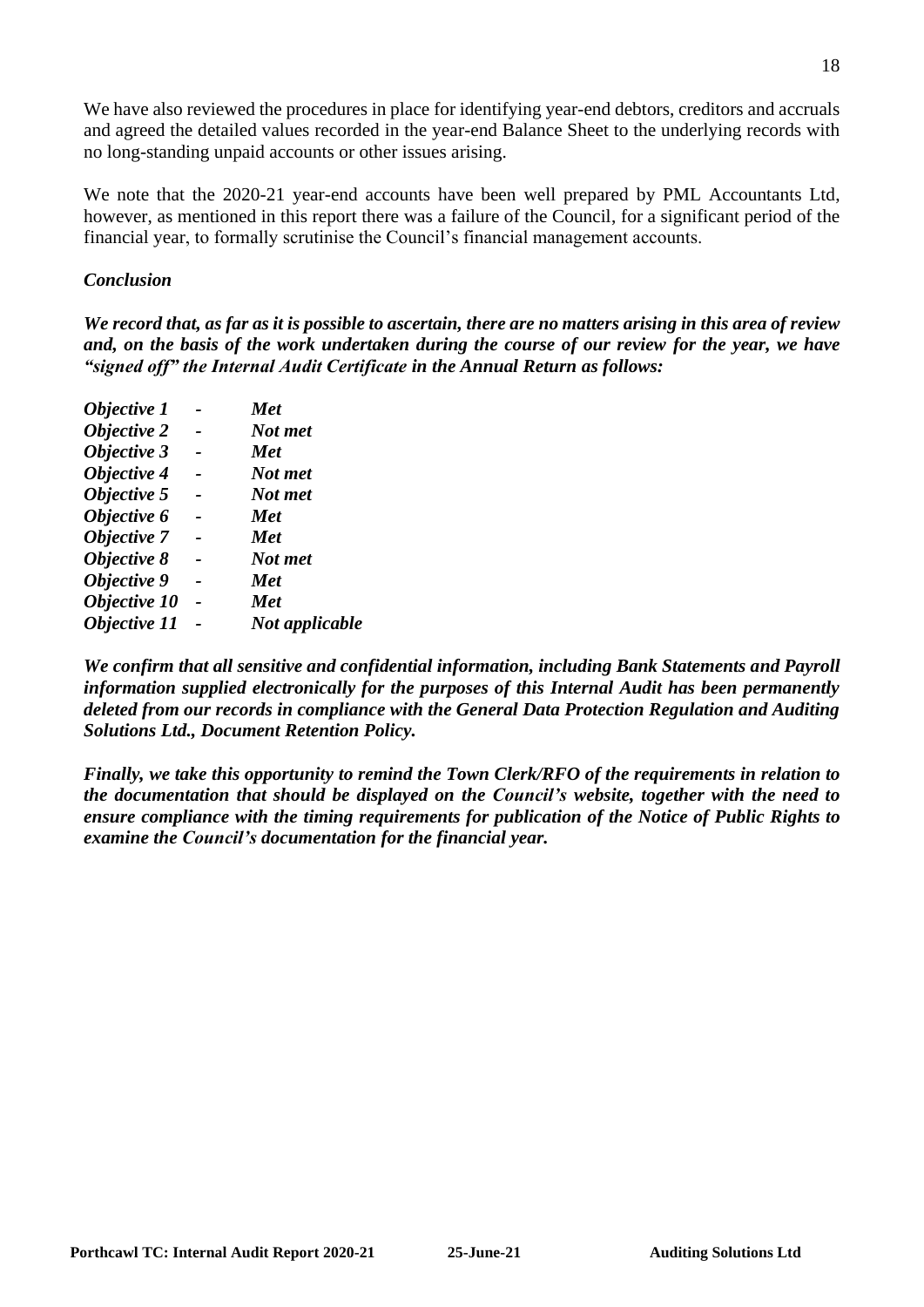We have also reviewed the procedures in place for identifying year-end debtors, creditors and accruals and agreed the detailed values recorded in the year-end Balance Sheet to the underlying records with no long-standing unpaid accounts or other issues arising.

We note that the 2020-21 year-end accounts have been well prepared by PML Accountants Ltd, however, as mentioned in this report there was a failure of the Council, for a significant period of the financial year, to formally scrutinise the Council's financial management accounts.

### *Conclusion*

***We record that, as far as it is possible to ascertain, there are no matters arising in this area of review and, on the basis of the work undertaken during the course of our review for the year, we have "signed off" the Internal Audit Certificate in the Annual Return as follows:***

***Objective 1 - Met***
***Objective 2 - Not met***
***Objective 3 - Met***
***Objective 4 - Not met***
***Objective 5 - Not met***
***Objective 6 - Met***
***Objective 7 - Met***
***Objective 8 - Not met***
***Objective 9 - Met***
***Objective 10 - Met***
***Objective 11 - Not applicable***

***We confirm that all sensitive and confidential information, including Bank Statements and Payroll information supplied electronically for the purposes of this Internal Audit has been permanently deleted from our records in compliance with the General Data Protection Regulation and Auditing Solutions Ltd., Document Retention Policy.***

***Finally, we take this opportunity to remind the Town Clerk/RFO of the requirements in relation to the documentation that should be displayed on the Council's website, together with the need to ensure compliance with the timing requirements for publication of the Notice of Public Rights to examine the Council's documentation for the financial year.***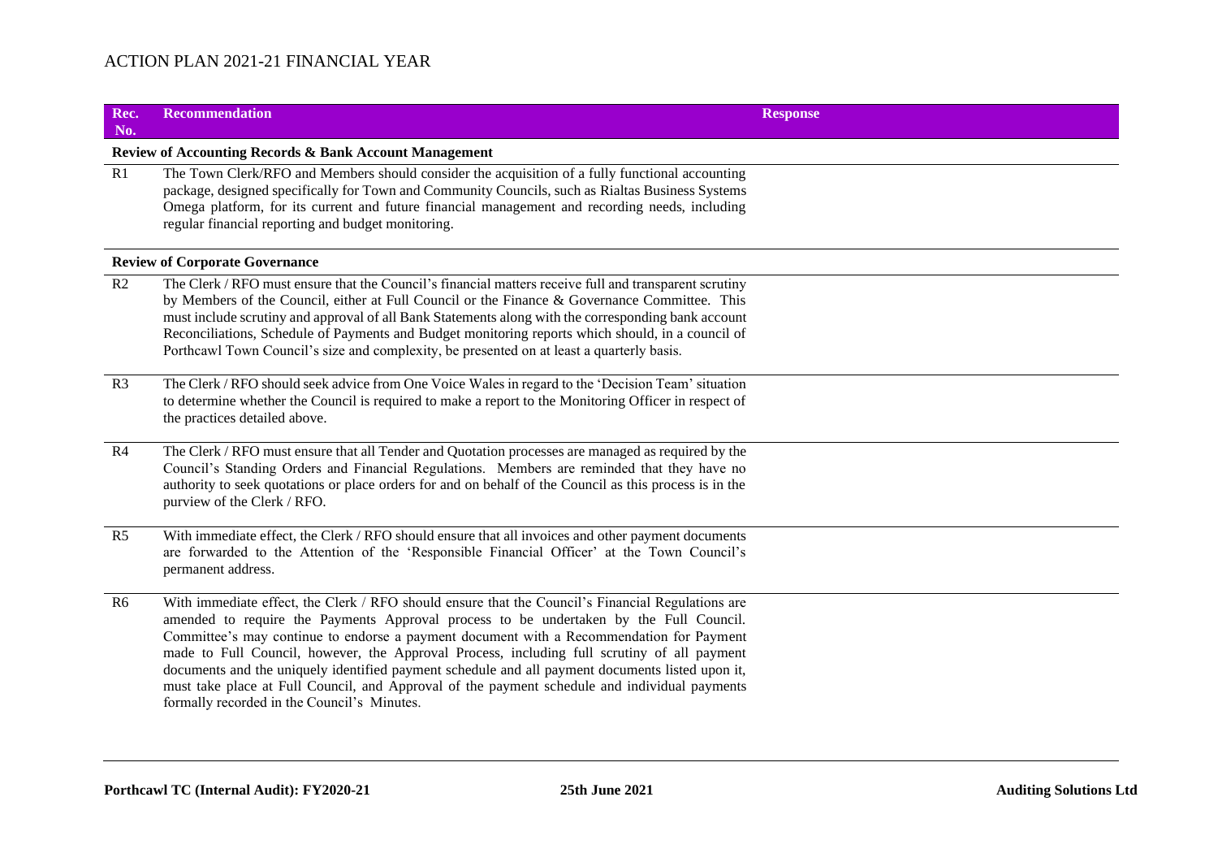# ACTION PLAN 2021-21 FINANCIAL YEAR

| Rec. No. | Recommendation | Response |
|---|---|---|
| **Review of Accounting Records & Bank Account Management** | | |
| R1 | The Town Clerk/RFO and Members should consider the acquisition of a fully functional accounting package, designed specifically for Town and Community Councils, such as Rialtas Business Systems Omega platform, for its current and future financial management and recording needs, including regular financial reporting and budget monitoring. | |
| **Review of Corporate Governance** | | |
| R2 | The Clerk / RFO must ensure that the Council's financial matters receive full and transparent scrutiny by Members of the Council, either at Full Council or the Finance & Governance Committee. This must include scrutiny and approval of all Bank Statements along with the corresponding bank account Reconciliations, Schedule of Payments and Budget monitoring reports which should, in a council of Porthcawl Town Council's size and complexity, be presented on at least a quarterly basis. | |
| R3 | The Clerk / RFO should seek advice from One Voice Wales in regard to the 'Decision Team' situation to determine whether the Council is required to make a report to the Monitoring Officer in respect of the practices detailed above. | |
| R4 | The Clerk / RFO must ensure that all Tender and Quotation processes are managed as required by the Council's Standing Orders and Financial Regulations. Members are reminded that they have no authority to seek quotations or place orders for and on behalf of the Council as this process is in the purview of the Clerk / RFO. | |
| R5 | With immediate effect, the Clerk / RFO should ensure that all invoices and other payment documents are forwarded to the Attention of the 'Responsible Financial Officer' at the Town Council's permanent address. | |
| R6 | With immediate effect, the Clerk / RFO should ensure that the Council's Financial Regulations are amended to require the Payments Approval process to be undertaken by the Full Council. Committee's may continue to endorse a payment document with a Recommendation for Payment made to Full Council, however, the Approval Process, including full scrutiny of all payment documents and the uniquely identified payment schedule and all payment documents listed upon it, must take place at Full Council, and Approval of the payment schedule and individual payments formally recorded in the Council's Minutes. | |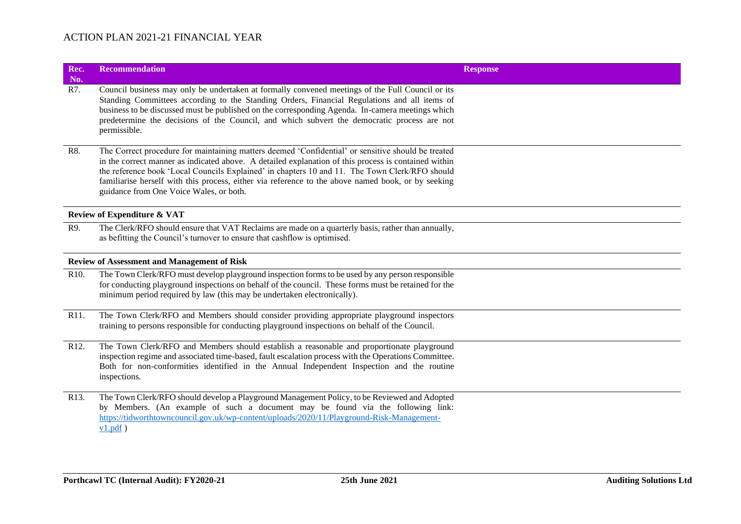# ACTION PLAN 2021-21 FINANCIAL YEAR

| Rec. No. | Recommendation | Response |
|---|---|---|
| R7. | Council business may only be undertaken at formally convened meetings of the Full Council or its Standing Committees according to the Standing Orders, Financial Regulations and all items of business to be discussed must be published on the corresponding Agenda. In-camera meetings which predetermine the decisions of the Council, and which subvert the democratic process are not permissible. | |
| R8. | The Correct procedure for maintaining matters deemed 'Confidential' or sensitive should be treated in the correct manner as indicated above. A detailed explanation of this process is contained within the reference book 'Local Councils Explained' in chapters 10 and 11. The Town Clerk/RFO should familiarise herself with this process, either via reference to the above named book, or by seeking guidance from One Voice Wales, or both. | |
| **Review of Expenditure & VAT** | | |
| R9. | The Clerk/RFO should ensure that VAT Reclaims are made on a quarterly basis, rather than annually, as befitting the Council's turnover to ensure that cashflow is optimised. | |
| **Review of Assessment and Management of Risk** | | |
| R10. | The Town Clerk/RFO must develop playground inspection forms to be used by any person responsible for conducting playground inspections on behalf of the council. These forms must be retained for the minimum period required by law (this may be undertaken electronically). | |
| R11. | The Town Clerk/RFO and Members should consider providing appropriate playground inspectors training to persons responsible for conducting playground inspections on behalf of the Council. | |
| R12. | The Town Clerk/RFO and Members should establish a reasonable and proportionate playground inspection regime and associated time-based, fault escalation process with the Operations Committee. Both for non-conformities identified in the Annual Independent Inspection and the routine inspections. | |
| R13. | The Town Clerk/RFO should develop a Playground Management Policy, to be Reviewed and Adopted by Members. (An example of such a document may be found via the following link: [https://tidworthtowncouncil.gov.uk/wp-content/uploads/2020/11/Playground-Risk-Management-v1.pdf](https://tidworthtowncouncil.gov.uk/wp-content/uploads/2020/11/Playground-Risk-Management-v1.pdf) ) | |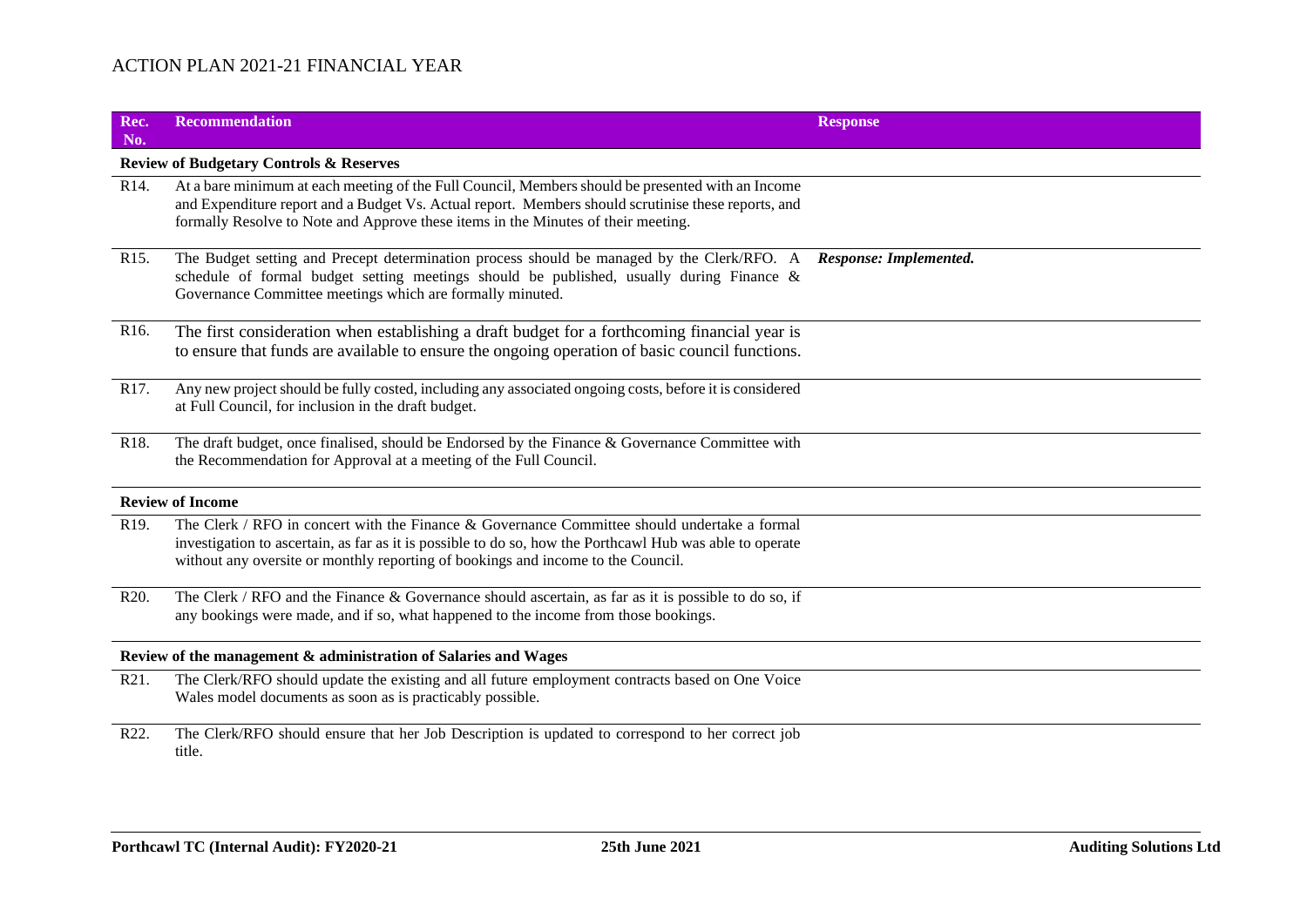# ACTION PLAN 2021-21 FINANCIAL YEAR

| Rec. No. | Recommendation | Response |
|---|---|---|
| **Review of Budgetary Controls & Reserves** | | |
| R14. | At a bare minimum at each meeting of the Full Council, Members should be presented with an Income and Expenditure report and a Budget Vs. Actual report. Members should scrutinise these reports, and formally Resolve to Note and Approve these items in the Minutes of their meeting. | |
| R15. | The Budget setting and Precept determination process should be managed by the Clerk/RFO. A schedule of formal budget setting meetings should be published, usually during Finance & Governance Committee meetings which are formally minuted. | ***Response: Implemented.*** |
| R16. | The first consideration when establishing a draft budget for a forthcoming financial year is to ensure that funds are available to ensure the ongoing operation of basic council functions. | |
| R17. | Any new project should be fully costed, including any associated ongoing costs, before it is considered at Full Council, for inclusion in the draft budget. | |
| R18. | The draft budget, once finalised, should be Endorsed by the Finance & Governance Committee with the Recommendation for Approval at a meeting of the Full Council. | |
| **Review of Income** | | |
| R19. | The Clerk / RFO in concert with the Finance & Governance Committee should undertake a formal investigation to ascertain, as far as it is possible to do so, how the Porthcawl Hub was able to operate without any oversite or monthly reporting of bookings and income to the Council. | |
| R20. | The Clerk / RFO and the Finance & Governance should ascertain, as far as it is possible to do so, if any bookings were made, and if so, what happened to the income from those bookings. | |
| **Review of the management & administration of Salaries and Wages** | | |
| R21. | The Clerk/RFO should update the existing and all future employment contracts based on One Voice Wales model documents as soon as is practicably possible. | |
| R22. | The Clerk/RFO should ensure that her Job Description is updated to correspond to her correct job title. | |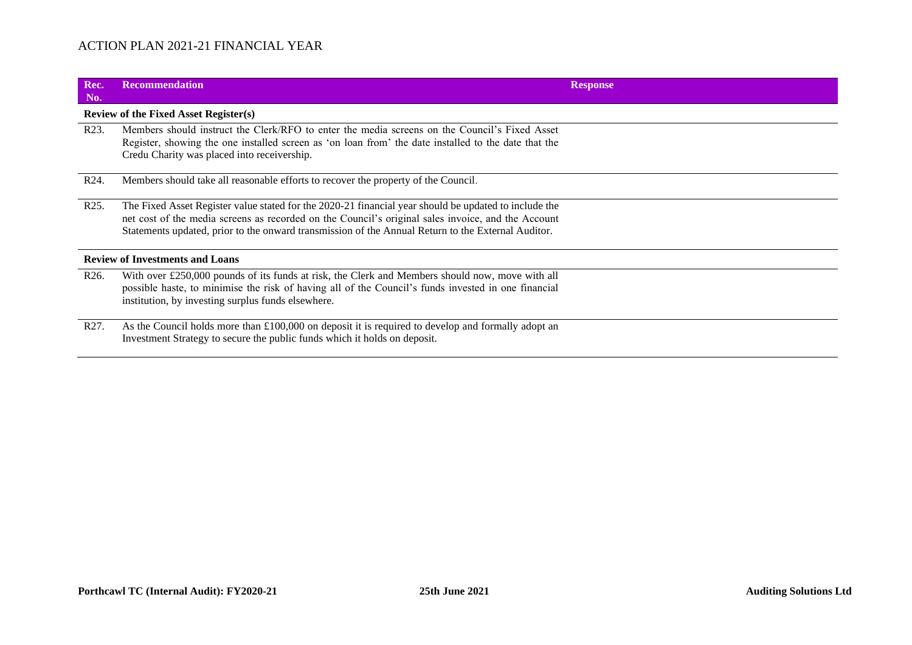ACTION PLAN 2021-21 FINANCIAL YEAR

| Rec. No. | Recommendation | Response |
|---|---|---|
| **Review of the Fixed Asset Register(s)** | | |
| R23. | Members should instruct the Clerk/RFO to enter the media screens on the Council's Fixed Asset Register, showing the one installed screen as 'on loan from' the date installed to the date that the Credu Charity was placed into receivership. | |
| R24. | Members should take all reasonable efforts to recover the property of the Council. | |
| R25. | The Fixed Asset Register value stated for the 2020-21 financial year should be updated to include the net cost of the media screens as recorded on the Council's original sales invoice, and the Account Statements updated, prior to the onward transmission of the Annual Return to the External Auditor. | |
| **Review of Investments and Loans** | | |
| R26. | With over £250,000 pounds of its funds at risk, the Clerk and Members should now, move with all possible haste, to minimise the risk of having all of the Council's funds invested in one financial institution, by investing surplus funds elsewhere. | |
| R27. | As the Council holds more than £100,000 on deposit it is required to develop and formally adopt an Investment Strategy to secure the public funds which it holds on deposit. | |